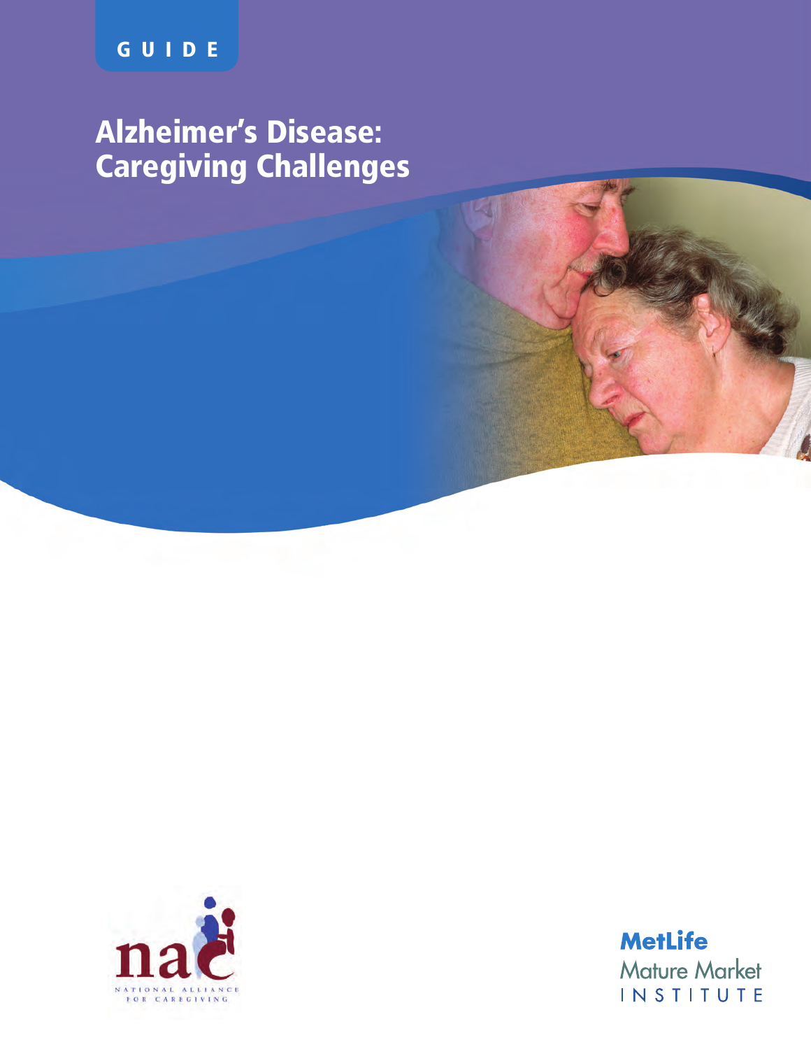GUIDE

# Alzheimer's Disease: Caregiving Challenges

NAC NATIONAL ALLIANCE FOR CAREGIVING

MetLife Mature Market INSTITUTE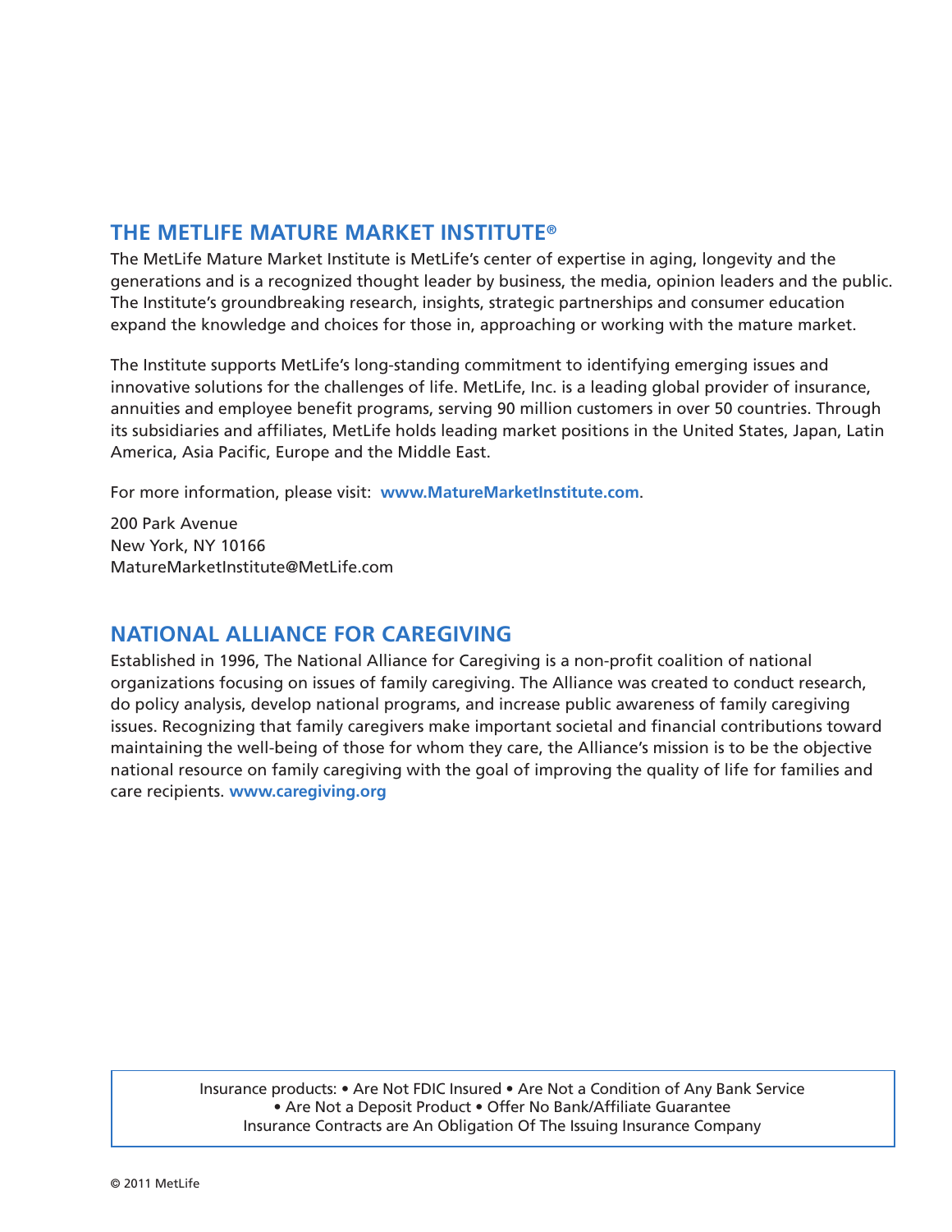## THE METLIFE MATURE MARKET INSTITUTE®

The MetLife Mature Market Institute is MetLife's center of expertise in aging, longevity and the generations and is a recognized thought leader by business, the media, opinion leaders and the public. The Institute's groundbreaking research, insights, strategic partnerships and consumer education expand the knowledge and choices for those in, approaching or working with the mature market.

The Institute supports MetLife's long-standing commitment to identifying emerging issues and innovative solutions for the challenges of life. MetLife, Inc. is a leading global provider of insurance, annuities and employee benefit programs, serving 90 million customers in over 50 countries. Through its subsidiaries and affiliates, MetLife holds leading market positions in the United States, Japan, Latin America, Asia Pacific, Europe and the Middle East.

For more information, please visit: **www.MatureMarketInstitute.com**.

200 Park Avenue
New York, NY 10166
MatureMarketInstitute@MetLife.com

## NATIONAL ALLIANCE FOR CAREGIVING

Established in 1996, The National Alliance for Caregiving is a non-profit coalition of national organizations focusing on issues of family caregiving. The Alliance was created to conduct research, do policy analysis, develop national programs, and increase public awareness of family caregiving issues. Recognizing that family caregivers make important societal and financial contributions toward maintaining the well-being of those for whom they care, the Alliance's mission is to be the objective national resource on family caregiving with the goal of improving the quality of life for families and care recipients. **www.caregiving.org**

Insurance products: • Are Not FDIC Insured • Are Not a Condition of Any Bank Service • Are Not a Deposit Product • Offer No Bank/Affiliate Guarantee
Insurance Contracts are An Obligation Of The Issuing Insurance Company

© 2011 MetLife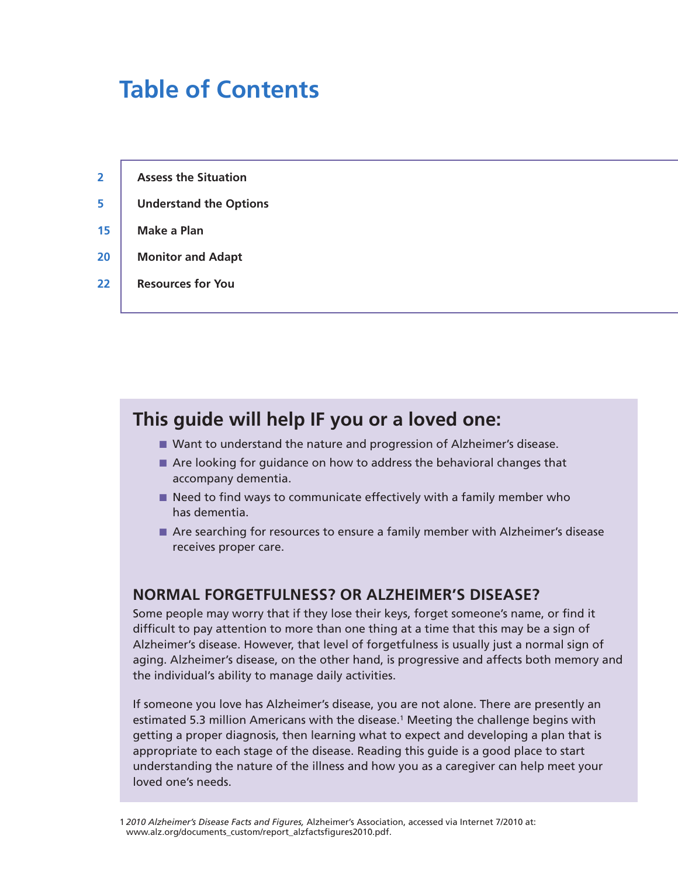# Table of Contents

| | |
|---|---|
| 2 | **Assess the Situation** |
| 5 | **Understand the Options** |
| 15 | **Make a Plan** |
| 20 | **Monitor and Adapt** |
| 22 | **Resources for You** |

## This guide will help IF you or a loved one:

- Want to understand the nature and progression of Alzheimer's disease.
- Are looking for guidance on how to address the behavioral changes that accompany dementia.
- Need to find ways to communicate effectively with a family member who has dementia.
- Are searching for resources to ensure a family member with Alzheimer's disease receives proper care.

### NORMAL FORGETFULNESS? OR ALZHEIMER'S DISEASE?

Some people may worry that if they lose their keys, forget someone's name, or find it difficult to pay attention to more than one thing at a time that this may be a sign of Alzheimer's disease. However, that level of forgetfulness is usually just a normal sign of aging. Alzheimer's disease, on the other hand, is progressive and affects both memory and the individual's ability to manage daily activities.

If someone you love has Alzheimer's disease, you are not alone. There are presently an estimated 5.3 million Americans with the disease.[1] Meeting the challenge begins with getting a proper diagnosis, then learning what to expect and developing a plan that is appropriate to each stage of the disease. Reading this guide is a good place to start understanding the nature of the illness and how you as a caregiver can help meet your loved one's needs.

1 *2010 Alzheimer's Disease Facts and Figures,* Alzheimer's Association, accessed via Internet 7/2010 at: www.alz.org/documents_custom/report_alzfactsfigures2010.pdf.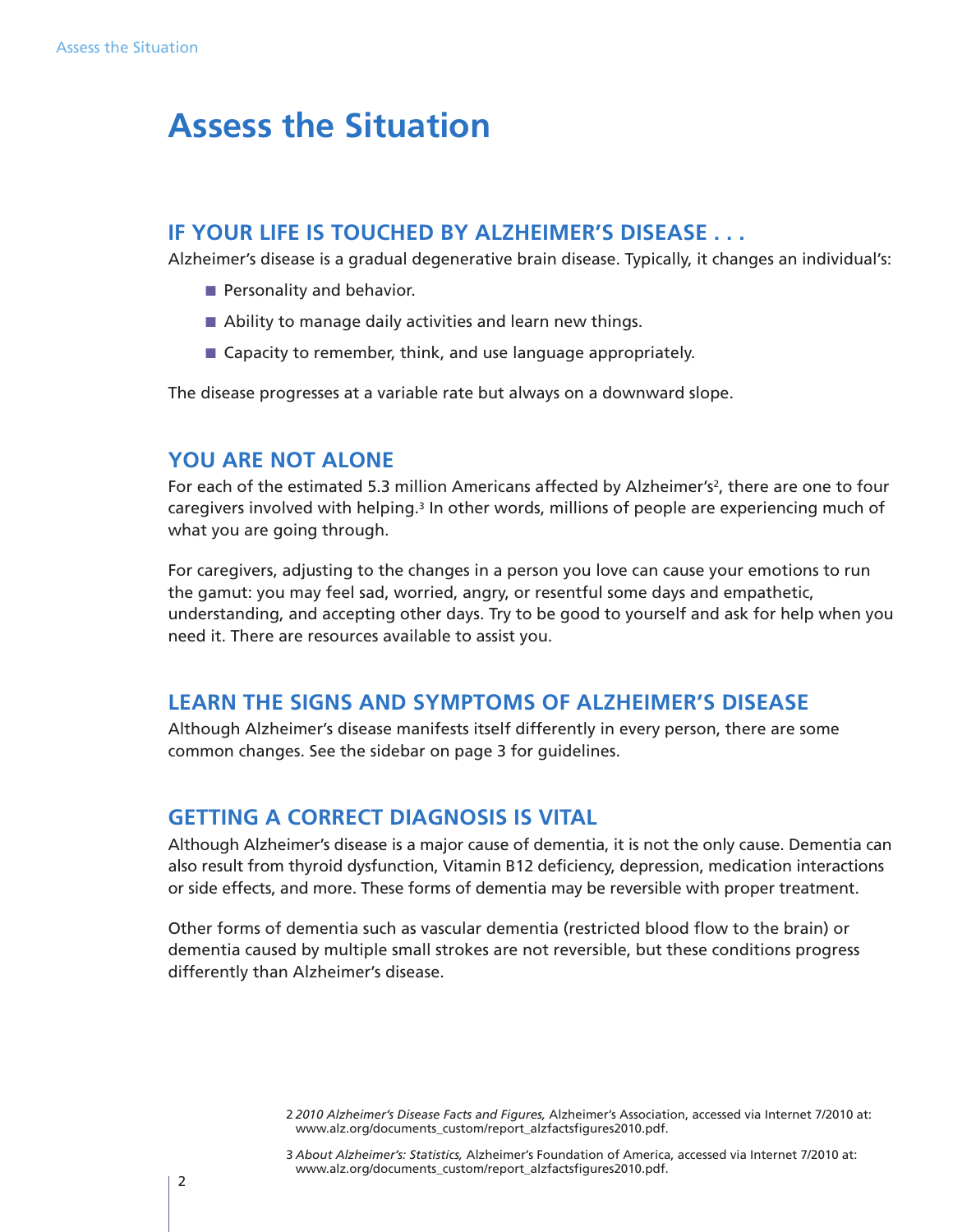# Assess the Situation

## IF YOUR LIFE IS TOUCHED BY ALZHEIMER'S DISEASE . . .

Alzheimer's disease is a gradual degenerative brain disease. Typically, it changes an individual's:

- Personality and behavior.
- Ability to manage daily activities and learn new things.
- Capacity to remember, think, and use language appropriately.

The disease progresses at a variable rate but always on a downward slope.

## YOU ARE NOT ALONE

For each of the estimated 5.3 million Americans affected by Alzheimer's[2], there are one to four caregivers involved with helping.[3] In other words, millions of people are experiencing much of what you are going through.

For caregivers, adjusting to the changes in a person you love can cause your emotions to run the gamut: you may feel sad, worried, angry, or resentful some days and empathetic, understanding, and accepting other days. Try to be good to yourself and ask for help when you need it. There are resources available to assist you.

## LEARN THE SIGNS AND SYMPTOMS OF ALZHEIMER'S DISEASE

Although Alzheimer's disease manifests itself differently in every person, there are some common changes. See the sidebar on page 3 for guidelines.

## GETTING A CORRECT DIAGNOSIS IS VITAL

Although Alzheimer's disease is a major cause of dementia, it is not the only cause. Dementia can also result from thyroid dysfunction, Vitamin B12 deficiency, depression, medication interactions or side effects, and more. These forms of dementia may be reversible with proper treatment.

Other forms of dementia such as vascular dementia (restricted blood flow to the brain) or dementia caused by multiple small strokes are not reversible, but these conditions progress differently than Alzheimer's disease.

2 *2010 Alzheimer's Disease Facts and Figures,* Alzheimer's Association, accessed via Internet 7/2010 at: www.alz.org/documents_custom/report_alzfactsfigures2010.pdf.

3 *About Alzheimer's: Statistics,* Alzheimer's Foundation of America, accessed via Internet 7/2010 at: www.alz.org/documents_custom/report_alzfactsfigures2010.pdf.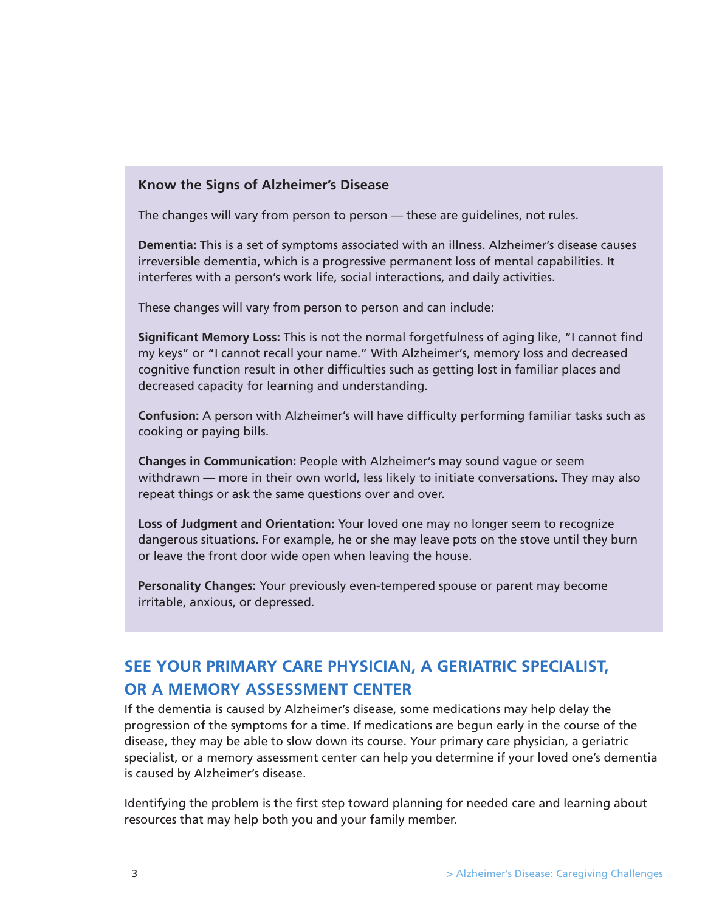### Know the Signs of Alzheimer's Disease

The changes will vary from person to person — these are guidelines, not rules.

**Dementia:** This is a set of symptoms associated with an illness. Alzheimer's disease causes irreversible dementia, which is a progressive permanent loss of mental capabilities. It interferes with a person's work life, social interactions, and daily activities.

These changes will vary from person to person and can include:

**Significant Memory Loss:** This is not the normal forgetfulness of aging like, "I cannot find my keys" or "I cannot recall your name." With Alzheimer's, memory loss and decreased cognitive function result in other difficulties such as getting lost in familiar places and decreased capacity for learning and understanding.

**Confusion:** A person with Alzheimer's will have difficulty performing familiar tasks such as cooking or paying bills.

**Changes in Communication:** People with Alzheimer's may sound vague or seem withdrawn — more in their own world, less likely to initiate conversations. They may also repeat things or ask the same questions over and over.

**Loss of Judgment and Orientation:** Your loved one may no longer seem to recognize dangerous situations. For example, he or she may leave pots on the stove until they burn or leave the front door wide open when leaving the house.

**Personality Changes:** Your previously even-tempered spouse or parent may become irritable, anxious, or depressed.

## SEE YOUR PRIMARY CARE PHYSICIAN, A GERIATRIC SPECIALIST, OR A MEMORY ASSESSMENT CENTER

If the dementia is caused by Alzheimer's disease, some medications may help delay the progression of the symptoms for a time. If medications are begun early in the course of the disease, they may be able to slow down its course. Your primary care physician, a geriatric specialist, or a memory assessment center can help you determine if your loved one's dementia is caused by Alzheimer's disease.

Identifying the problem is the first step toward planning for needed care and learning about resources that may help both you and your family member.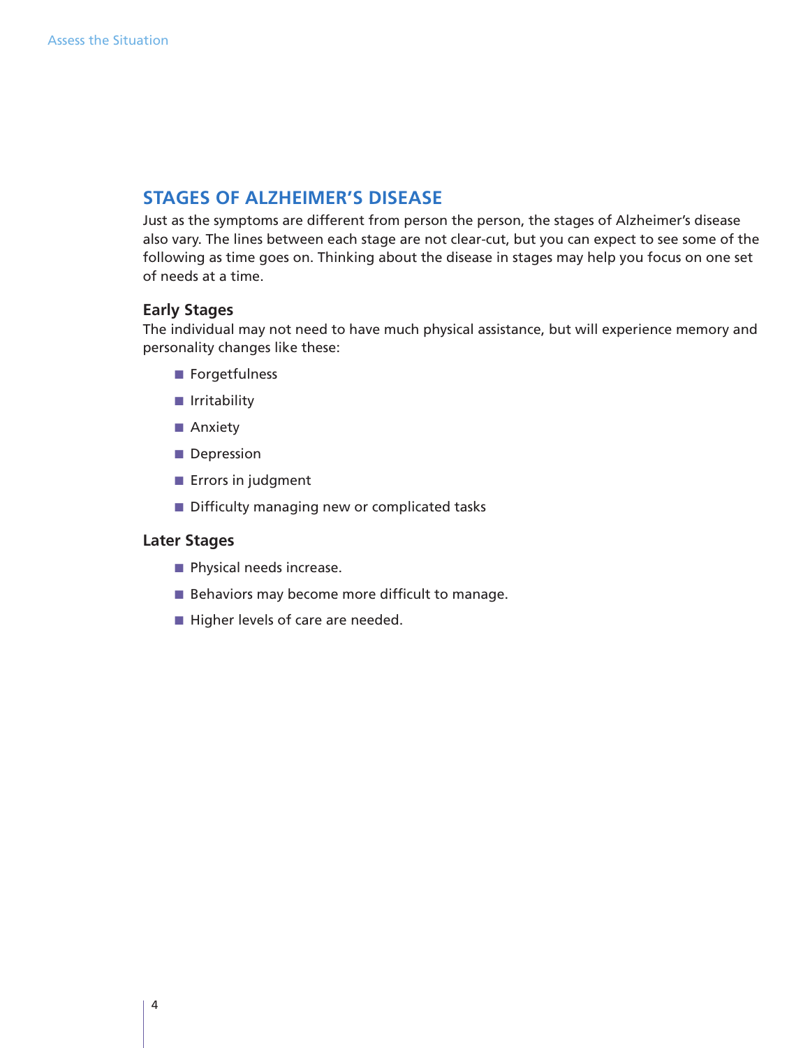## STAGES OF ALZHEIMER'S DISEASE

Just as the symptoms are different from person the person, the stages of Alzheimer's disease also vary. The lines between each stage are not clear-cut, but you can expect to see some of the following as time goes on. Thinking about the disease in stages may help you focus on one set of needs at a time.

### Early Stages

The individual may not need to have much physical assistance, but will experience memory and personality changes like these:

- Forgetfulness
- Irritability
- Anxiety
- Depression
- Errors in judgment
- Difficulty managing new or complicated tasks

### Later Stages

- Physical needs increase.
- Behaviors may become more difficult to manage.
- Higher levels of care are needed.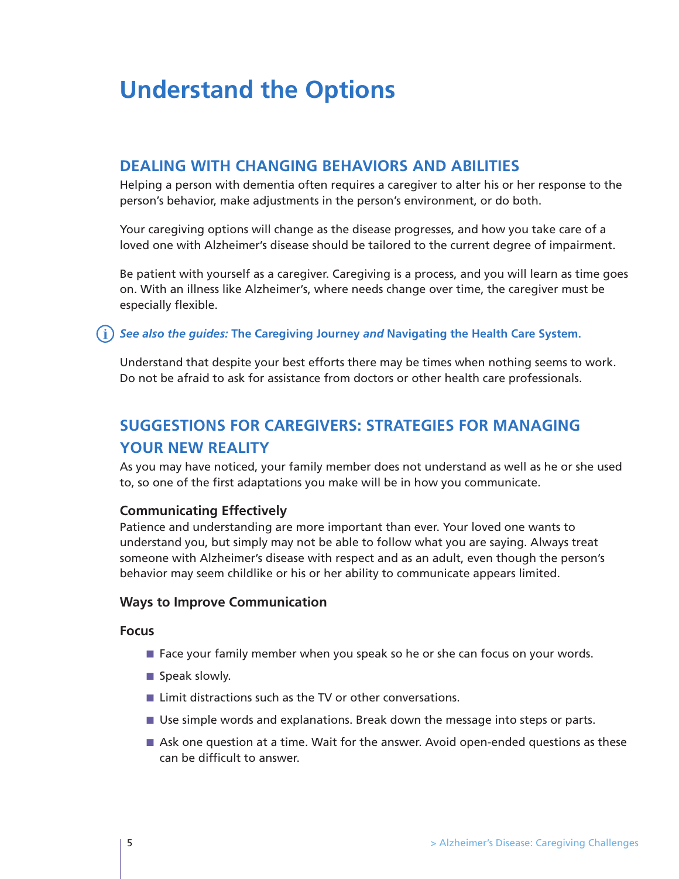# Understand the Options

## DEALING WITH CHANGING BEHAVIORS AND ABILITIES

Helping a person with dementia often requires a caregiver to alter his or her response to the person's behavior, make adjustments in the person's environment, or do both.

Your caregiving options will change as the disease progresses, and how you take care of a loved one with Alzheimer's disease should be tailored to the current degree of impairment.

Be patient with yourself as a caregiver. Caregiving is a process, and you will learn as time goes on. With an illness like Alzheimer's, where needs change over time, the caregiver must be especially flexible.

*See also the guides:* **The Caregiving Journey** *and* **Navigating the Health Care System.**

Understand that despite your best efforts there may be times when nothing seems to work. Do not be afraid to ask for assistance from doctors or other health care professionals.

## SUGGESTIONS FOR CAREGIVERS: STRATEGIES FOR MANAGING YOUR NEW REALITY

As you may have noticed, your family member does not understand as well as he or she used to, so one of the first adaptations you make will be in how you communicate.

### Communicating Effectively

Patience and understanding are more important than ever. Your loved one wants to understand you, but simply may not be able to follow what you are saying. Always treat someone with Alzheimer's disease with respect and as an adult, even though the person's behavior may seem childlike or his or her ability to communicate appears limited.

### Ways to Improve Communication

#### Focus

- Face your family member when you speak so he or she can focus on your words.
- Speak slowly.
- Limit distractions such as the TV or other conversations.
- Use simple words and explanations. Break down the message into steps or parts.
- Ask one question at a time. Wait for the answer. Avoid open-ended questions as these can be difficult to answer.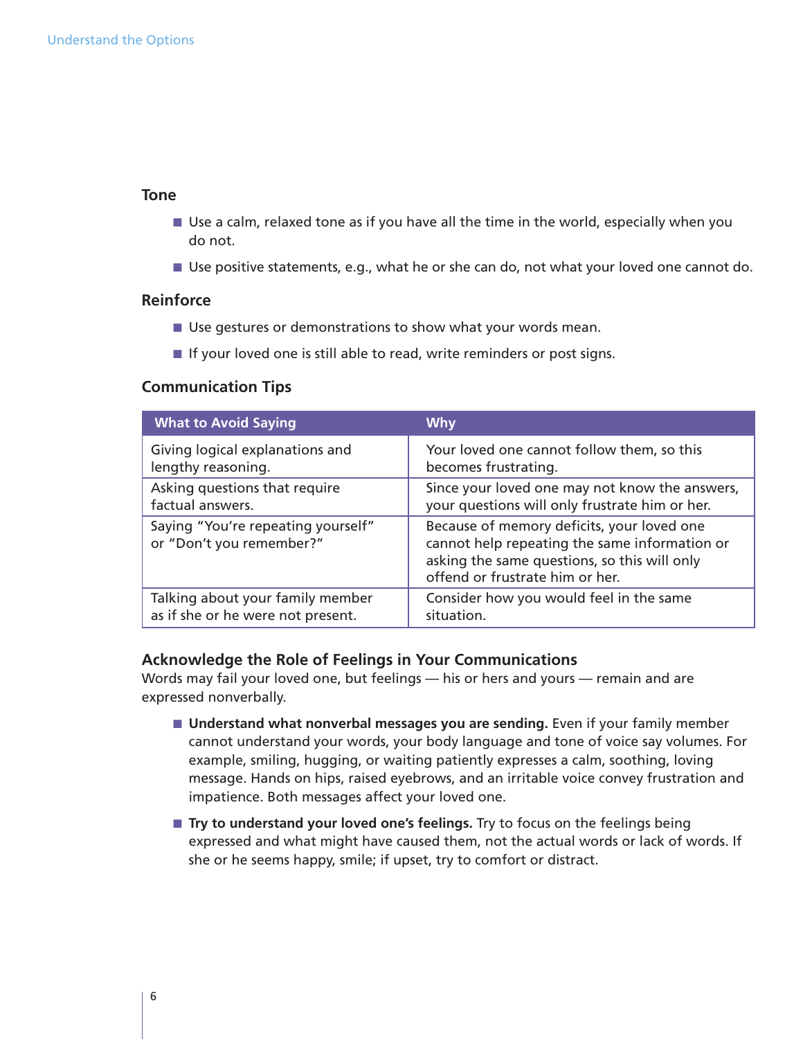### Tone

- Use a calm, relaxed tone as if you have all the time in the world, especially when you do not.
- Use positive statements, e.g., what he or she can do, not what your loved one cannot do.

### Reinforce

- Use gestures or demonstrations to show what your words mean.
- If your loved one is still able to read, write reminders or post signs.

### Communication Tips

| What to Avoid Saying | Why |
|---|---|
| Giving logical explanations and lengthy reasoning. | Your loved one cannot follow them, so this becomes frustrating. |
| Asking questions that require factual answers. | Since your loved one may not know the answers, your questions will only frustrate him or her. |
| Saying "You're repeating yourself" or "Don't you remember?" | Because of memory deficits, your loved one cannot help repeating the same information or asking the same questions, so this will only offend or frustrate him or her. |
| Talking about your family member as if she or he were not present. | Consider how you would feel in the same situation. |

### Acknowledge the Role of Feelings in Your Communications

Words may fail your loved one, but feelings — his or hers and yours — remain and are expressed nonverbally.

- **Understand what nonverbal messages you are sending.** Even if your family member cannot understand your words, your body language and tone of voice say volumes. For example, smiling, hugging, or waiting patiently expresses a calm, soothing, loving message. Hands on hips, raised eyebrows, and an irritable voice convey frustration and impatience. Both messages affect your loved one.
- **Try to understand your loved one's feelings.** Try to focus on the feelings being expressed and what might have caused them, not the actual words or lack of words. If she or he seems happy, smile; if upset, try to comfort or distract.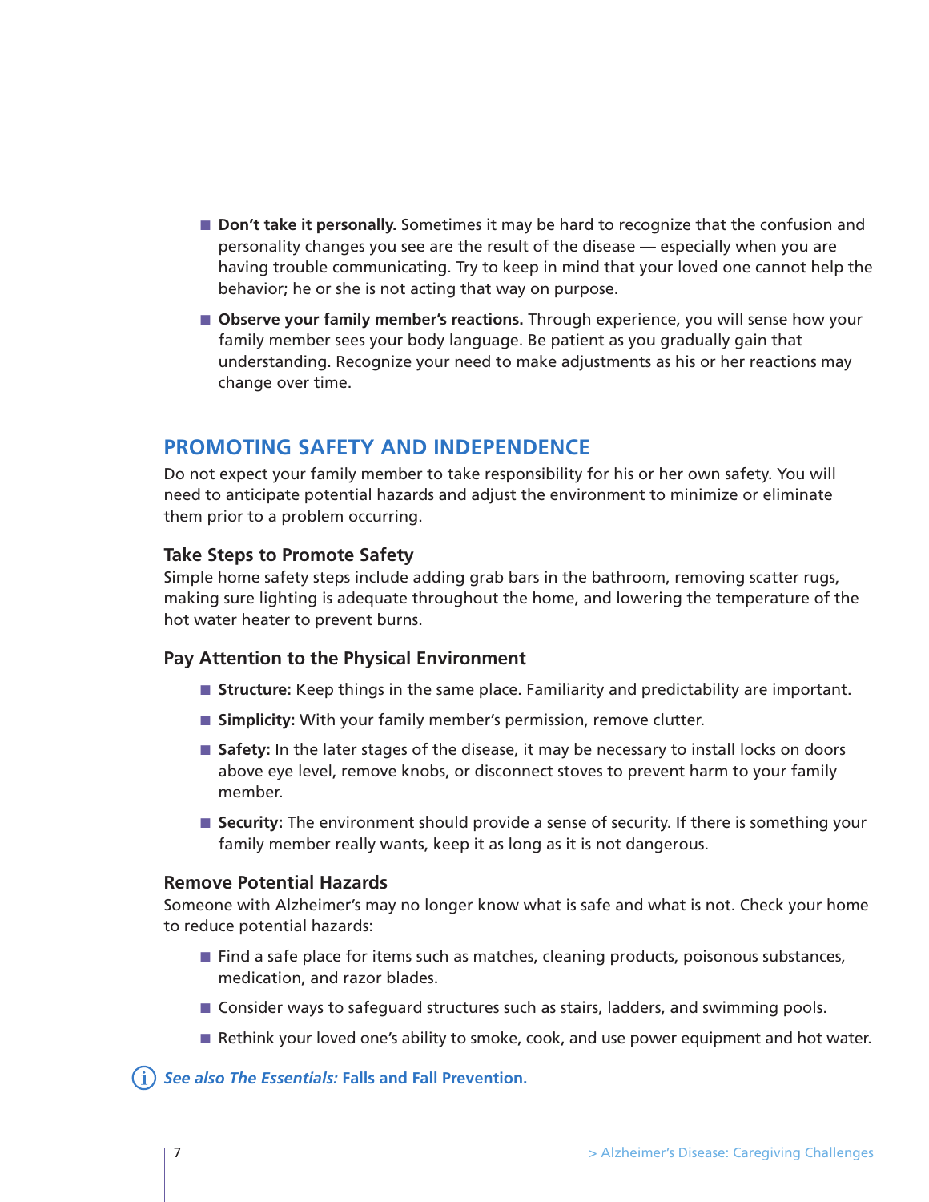- **Don't take it personally.** Sometimes it may be hard to recognize that the confusion and personality changes you see are the result of the disease — especially when you are having trouble communicating. Try to keep in mind that your loved one cannot help the behavior; he or she is not acting that way on purpose.
- **Observe your family member's reactions.** Through experience, you will sense how your family member sees your body language. Be patient as you gradually gain that understanding. Recognize your need to make adjustments as his or her reactions may change over time.

## PROMOTING SAFETY AND INDEPENDENCE

Do not expect your family member to take responsibility for his or her own safety. You will need to anticipate potential hazards and adjust the environment to minimize or eliminate them prior to a problem occurring.

### Take Steps to Promote Safety

Simple home safety steps include adding grab bars in the bathroom, removing scatter rugs, making sure lighting is adequate throughout the home, and lowering the temperature of the hot water heater to prevent burns.

### Pay Attention to the Physical Environment

- **Structure:** Keep things in the same place. Familiarity and predictability are important.
- **Simplicity:** With your family member's permission, remove clutter.
- **Safety:** In the later stages of the disease, it may be necessary to install locks on doors above eye level, remove knobs, or disconnect stoves to prevent harm to your family member.
- **Security:** The environment should provide a sense of security. If there is something your family member really wants, keep it as long as it is not dangerous.

### Remove Potential Hazards

Someone with Alzheimer's may no longer know what is safe and what is not. Check your home to reduce potential hazards:

- Find a safe place for items such as matches, cleaning products, poisonous substances, medication, and razor blades.
- Consider ways to safeguard structures such as stairs, ladders, and swimming pools.
- Rethink your loved one's ability to smoke, cook, and use power equipment and hot water.

***See also The Essentials:*** **Falls and Fall Prevention.**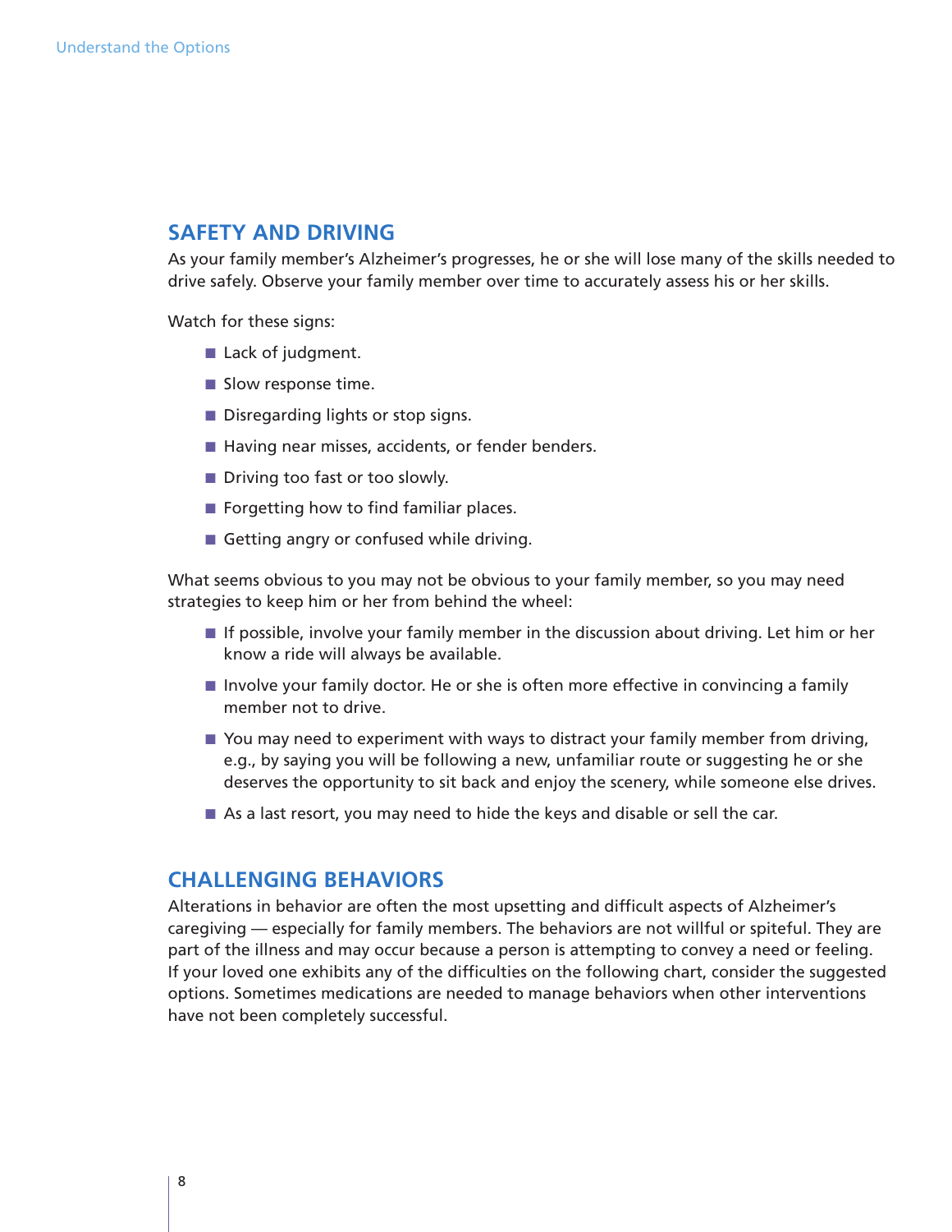## SAFETY AND DRIVING

As your family member's Alzheimer's progresses, he or she will lose many of the skills needed to drive safely. Observe your family member over time to accurately assess his or her skills.

Watch for these signs:

- Lack of judgment.
- Slow response time.
- Disregarding lights or stop signs.
- Having near misses, accidents, or fender benders.
- Driving too fast or too slowly.
- Forgetting how to find familiar places.
- Getting angry or confused while driving.

What seems obvious to you may not be obvious to your family member, so you may need strategies to keep him or her from behind the wheel:

- If possible, involve your family member in the discussion about driving. Let him or her know a ride will always be available.
- Involve your family doctor. He or she is often more effective in convincing a family member not to drive.
- You may need to experiment with ways to distract your family member from driving, e.g., by saying you will be following a new, unfamiliar route or suggesting he or she deserves the opportunity to sit back and enjoy the scenery, while someone else drives.
- As a last resort, you may need to hide the keys and disable or sell the car.

## CHALLENGING BEHAVIORS

Alterations in behavior are often the most upsetting and difficult aspects of Alzheimer's caregiving — especially for family members. The behaviors are not willful or spiteful. They are part of the illness and may occur because a person is attempting to convey a need or feeling. If your loved one exhibits any of the difficulties on the following chart, consider the suggested options. Sometimes medications are needed to manage behaviors when other interventions have not been completely successful.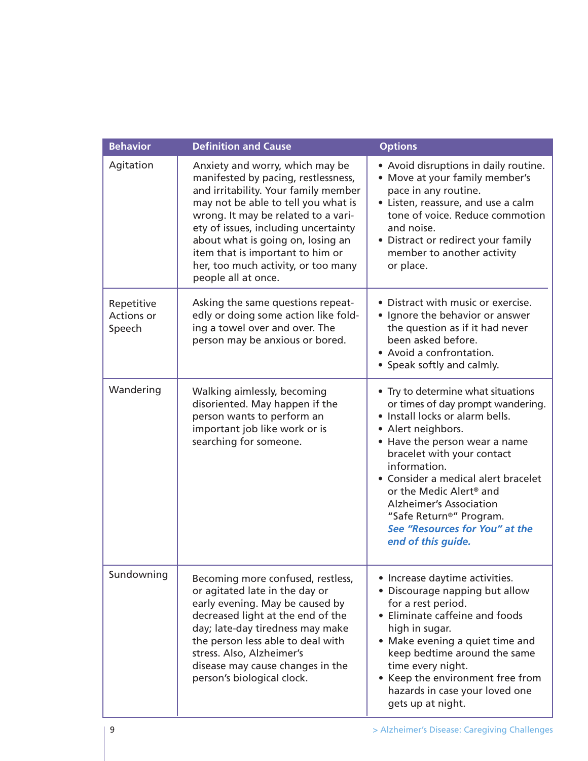| Behavior | Definition and Cause | Options |
|---|---|---|
| Agitation | Anxiety and worry, which may be manifested by pacing, restlessness, and irritability. Your family member may not be able to tell you what is wrong. It may be related to a variety of issues, including uncertainty about what is going on, losing an item that is important to him or her, too much activity, or too many people all at once. | • Avoid disruptions in daily routine.<br>• Move at your family member's pace in any routine.<br>• Listen, reassure, and use a calm tone of voice. Reduce commotion and noise.<br>• Distract or redirect your family member to another activity or place. |
| Repetitive Actions or Speech | Asking the same questions repeatedly or doing some action like folding a towel over and over. The person may be anxious or bored. | • Distract with music or exercise.<br>• Ignore the behavior or answer the question as if it had never been asked before.<br>• Avoid a confrontation.<br>• Speak softly and calmly. |
| Wandering | Walking aimlessly, becoming disoriented. May happen if the person wants to perform an important job like work or is searching for someone. | • Try to determine what situations or times of day prompt wandering.<br>• Install locks or alarm bells.<br>• Alert neighbors.<br>• Have the person wear a name bracelet with your contact information.<br>• Consider a medical alert bracelet or the Medic Alert® and Alzheimer's Association "Safe Return®" Program. ***See "Resources for You" at the end of this guide.*** |
| Sundowning | Becoming more confused, restless, or agitated late in the day or early evening. May be caused by decreased light at the end of the day; late-day tiredness may make the person less able to deal with stress. Also, Alzheimer's disease may cause changes in the person's biological clock. | • Increase daytime activities.<br>• Discourage napping but allow for a rest period.<br>• Eliminate caffeine and foods high in sugar.<br>• Make evening a quiet time and keep bedtime around the same time every night.<br>• Keep the environment free from hazards in case your loved one gets up at night. |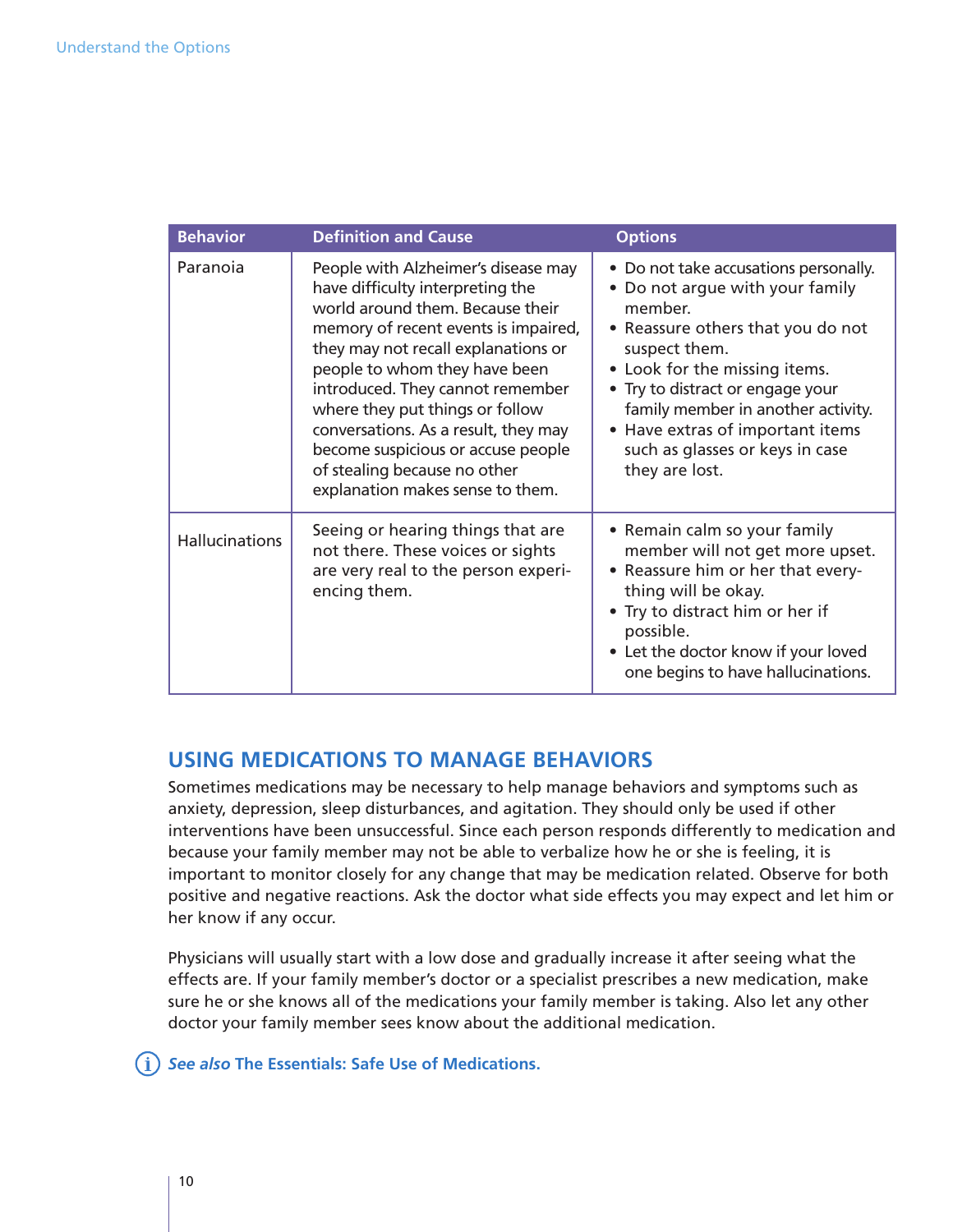| Behavior | Definition and Cause | Options |
|---|---|---|
| Paranoia | People with Alzheimer's disease may have difficulty interpreting the world around them. Because their memory of recent events is impaired, they may not recall explanations or people to whom they have been introduced. They cannot remember where they put things or follow conversations. As a result, they may become suspicious or accuse people of stealing because no other explanation makes sense to them. | • Do not take accusations personally.<br>• Do not argue with your family member.<br>• Reassure others that you do not suspect them.<br>• Look for the missing items.<br>• Try to distract or engage your family member in another activity.<br>• Have extras of important items such as glasses or keys in case they are lost. |
| Hallucinations | Seeing or hearing things that are not there. These voices or sights are very real to the person experiencing them. | • Remain calm so your family member will not get more upset.<br>• Reassure him or her that everything will be okay.<br>• Try to distract him or her if possible.<br>• Let the doctor know if your loved one begins to have hallucinations. |

## USING MEDICATIONS TO MANAGE BEHAVIORS

Sometimes medications may be necessary to help manage behaviors and symptoms such as anxiety, depression, sleep disturbances, and agitation. They should only be used if other interventions have been unsuccessful. Since each person responds differently to medication and because your family member may not be able to verbalize how he or she is feeling, it is important to monitor closely for any change that may be medication related. Observe for both positive and negative reactions. Ask the doctor what side effects you may expect and let him or her know if any occur.

Physicians will usually start with a low dose and gradually increase it after seeing what the effects are. If your family member's doctor or a specialist prescribes a new medication, make sure he or she knows all of the medications your family member is taking. Also let any other doctor your family member sees know about the additional medication.

***See also*** **The Essentials: Safe Use of Medications.**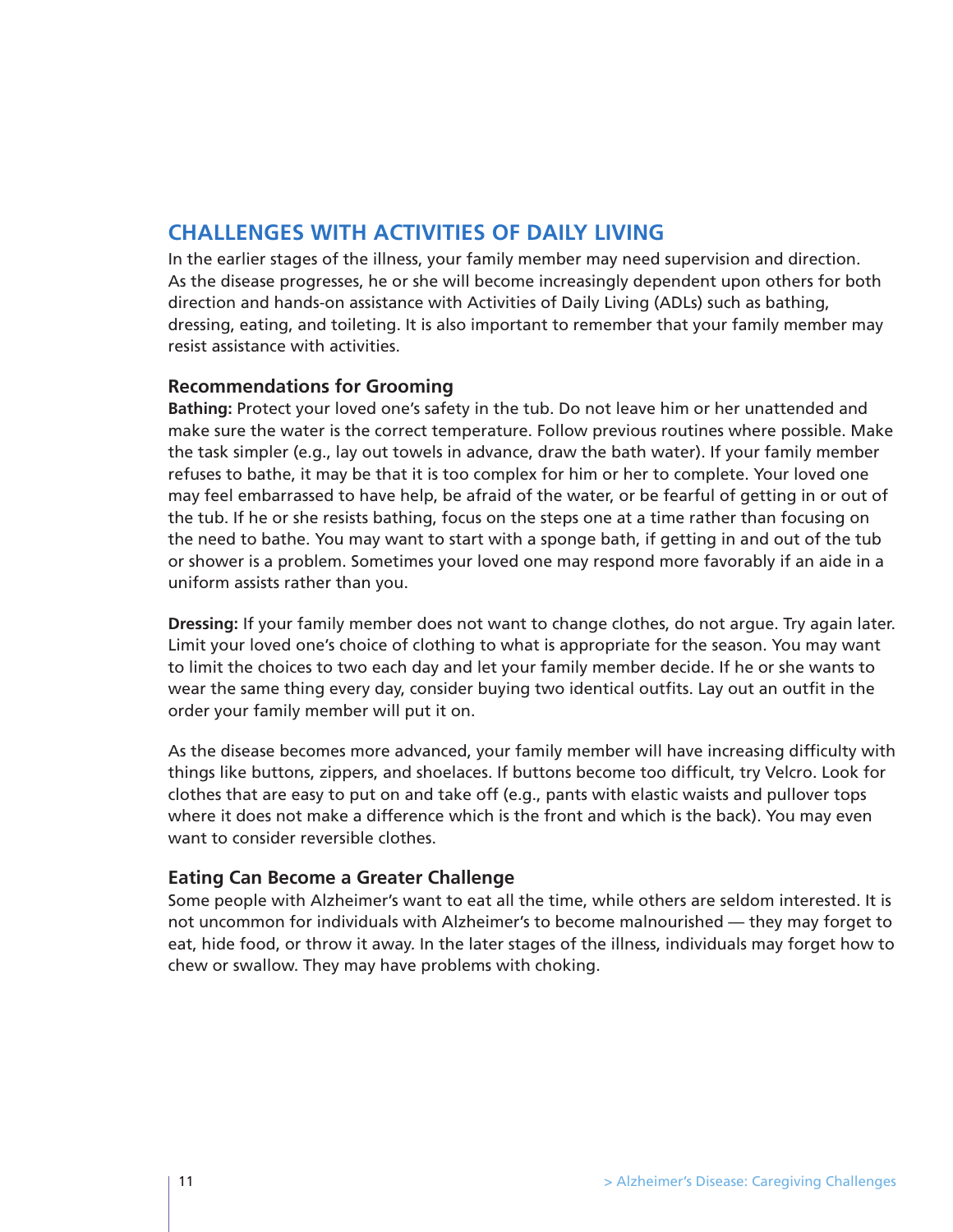## CHALLENGES WITH ACTIVITIES OF DAILY LIVING

In the earlier stages of the illness, your family member may need supervision and direction. As the disease progresses, he or she will become increasingly dependent upon others for both direction and hands-on assistance with Activities of Daily Living (ADLs) such as bathing, dressing, eating, and toileting. It is also important to remember that your family member may resist assistance with activities.

### Recommendations for Grooming

**Bathing:** Protect your loved one's safety in the tub. Do not leave him or her unattended and make sure the water is the correct temperature. Follow previous routines where possible. Make the task simpler (e.g., lay out towels in advance, draw the bath water). If your family member refuses to bathe, it may be that it is too complex for him or her to complete. Your loved one may feel embarrassed to have help, be afraid of the water, or be fearful of getting in or out of the tub. If he or she resists bathing, focus on the steps one at a time rather than focusing on the need to bathe. You may want to start with a sponge bath, if getting in and out of the tub or shower is a problem. Sometimes your loved one may respond more favorably if an aide in a uniform assists rather than you.

**Dressing:** If your family member does not want to change clothes, do not argue. Try again later. Limit your loved one's choice of clothing to what is appropriate for the season. You may want to limit the choices to two each day and let your family member decide. If he or she wants to wear the same thing every day, consider buying two identical outfits. Lay out an outfit in the order your family member will put it on.

As the disease becomes more advanced, your family member will have increasing difficulty with things like buttons, zippers, and shoelaces. If buttons become too difficult, try Velcro. Look for clothes that are easy to put on and take off (e.g., pants with elastic waists and pullover tops where it does not make a difference which is the front and which is the back). You may even want to consider reversible clothes.

### Eating Can Become a Greater Challenge

Some people with Alzheimer's want to eat all the time, while others are seldom interested. It is not uncommon for individuals with Alzheimer's to become malnourished — they may forget to eat, hide food, or throw it away. In the later stages of the illness, individuals may forget how to chew or swallow. They may have problems with choking.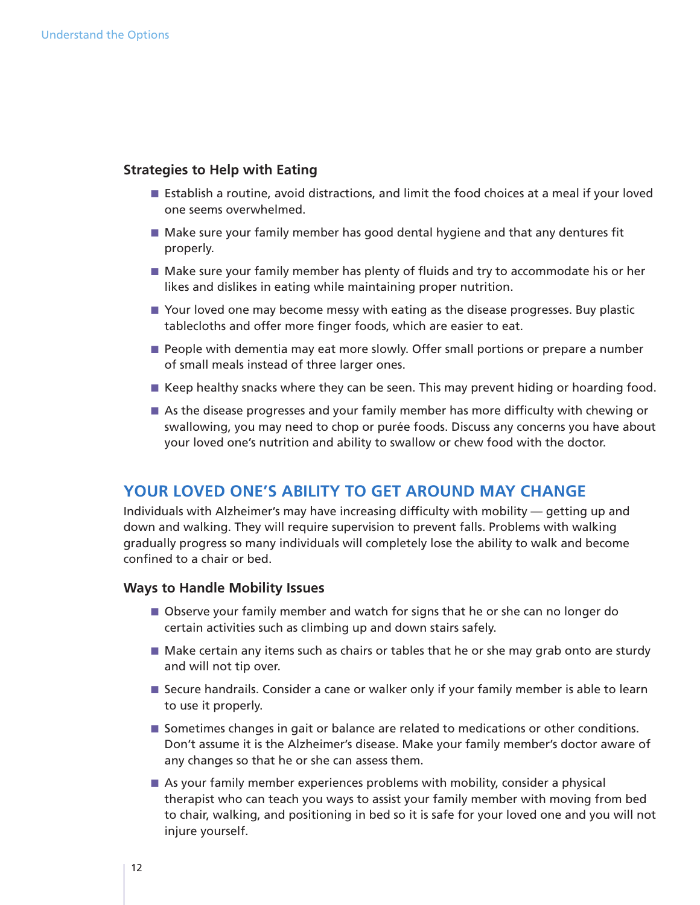### Strategies to Help with Eating

- Establish a routine, avoid distractions, and limit the food choices at a meal if your loved one seems overwhelmed.
- Make sure your family member has good dental hygiene and that any dentures fit properly.
- Make sure your family member has plenty of fluids and try to accommodate his or her likes and dislikes in eating while maintaining proper nutrition.
- Your loved one may become messy with eating as the disease progresses. Buy plastic tablecloths and offer more finger foods, which are easier to eat.
- People with dementia may eat more slowly. Offer small portions or prepare a number of small meals instead of three larger ones.
- Keep healthy snacks where they can be seen. This may prevent hiding or hoarding food.
- As the disease progresses and your family member has more difficulty with chewing or swallowing, you may need to chop or purée foods. Discuss any concerns you have about your loved one's nutrition and ability to swallow or chew food with the doctor.

## YOUR LOVED ONE'S ABILITY TO GET AROUND MAY CHANGE

Individuals with Alzheimer's may have increasing difficulty with mobility — getting up and down and walking. They will require supervision to prevent falls. Problems with walking gradually progress so many individuals will completely lose the ability to walk and become confined to a chair or bed.

### Ways to Handle Mobility Issues

- Observe your family member and watch for signs that he or she can no longer do certain activities such as climbing up and down stairs safely.
- Make certain any items such as chairs or tables that he or she may grab onto are sturdy and will not tip over.
- Secure handrails. Consider a cane or walker only if your family member is able to learn to use it properly.
- Sometimes changes in gait or balance are related to medications or other conditions. Don't assume it is the Alzheimer's disease. Make your family member's doctor aware of any changes so that he or she can assess them.
- As your family member experiences problems with mobility, consider a physical therapist who can teach you ways to assist your family member with moving from bed to chair, walking, and positioning in bed so it is safe for your loved one and you will not injure yourself.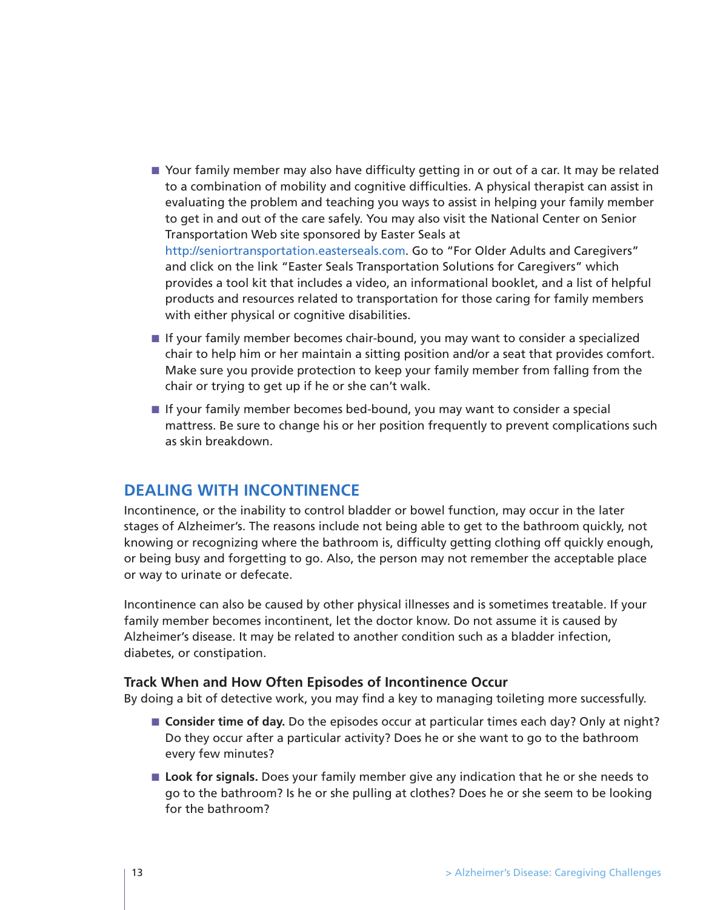- Your family member may also have difficulty getting in or out of a car. It may be related to a combination of mobility and cognitive difficulties. A physical therapist can assist in evaluating the problem and teaching you ways to assist in helping your family member to get in and out of the care safely. You may also visit the National Center on Senior Transportation Web site sponsored by Easter Seals at http://seniortransportation.easterseals.com. Go to "For Older Adults and Caregivers" and click on the link "Easter Seals Transportation Solutions for Caregivers" which provides a tool kit that includes a video, an informational booklet, and a list of helpful products and resources related to transportation for those caring for family members with either physical or cognitive disabilities.
- If your family member becomes chair-bound, you may want to consider a specialized chair to help him or her maintain a sitting position and/or a seat that provides comfort. Make sure you provide protection to keep your family member from falling from the chair or trying to get up if he or she can't walk.
- If your family member becomes bed-bound, you may want to consider a special mattress. Be sure to change his or her position frequently to prevent complications such as skin breakdown.

## DEALING WITH INCONTINENCE

Incontinence, or the inability to control bladder or bowel function, may occur in the later stages of Alzheimer's. The reasons include not being able to get to the bathroom quickly, not knowing or recognizing where the bathroom is, difficulty getting clothing off quickly enough, or being busy and forgetting to go. Also, the person may not remember the acceptable place or way to urinate or defecate.

Incontinence can also be caused by other physical illnesses and is sometimes treatable. If your family member becomes incontinent, let the doctor know. Do not assume it is caused by Alzheimer's disease. It may be related to another condition such as a bladder infection, diabetes, or constipation.

### Track When and How Often Episodes of Incontinence Occur

By doing a bit of detective work, you may find a key to managing toileting more successfully.

- **Consider time of day.** Do the episodes occur at particular times each day? Only at night? Do they occur after a particular activity? Does he or she want to go to the bathroom every few minutes?
- **Look for signals.** Does your family member give any indication that he or she needs to go to the bathroom? Is he or she pulling at clothes? Does he or she seem to be looking for the bathroom?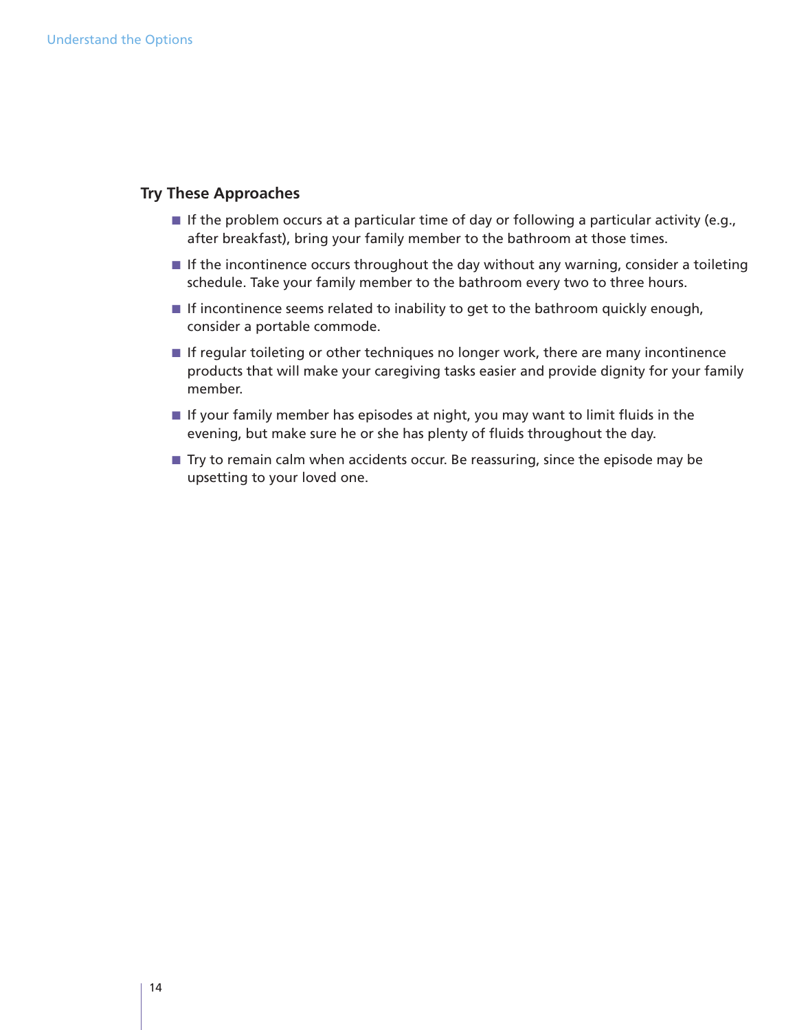### Try These Approaches

- If the problem occurs at a particular time of day or following a particular activity (e.g., after breakfast), bring your family member to the bathroom at those times.
- If the incontinence occurs throughout the day without any warning, consider a toileting schedule. Take your family member to the bathroom every two to three hours.
- If incontinence seems related to inability to get to the bathroom quickly enough, consider a portable commode.
- If regular toileting or other techniques no longer work, there are many incontinence products that will make your caregiving tasks easier and provide dignity for your family member.
- If your family member has episodes at night, you may want to limit fluids in the evening, but make sure he or she has plenty of fluids throughout the day.
- Try to remain calm when accidents occur. Be reassuring, since the episode may be upsetting to your loved one.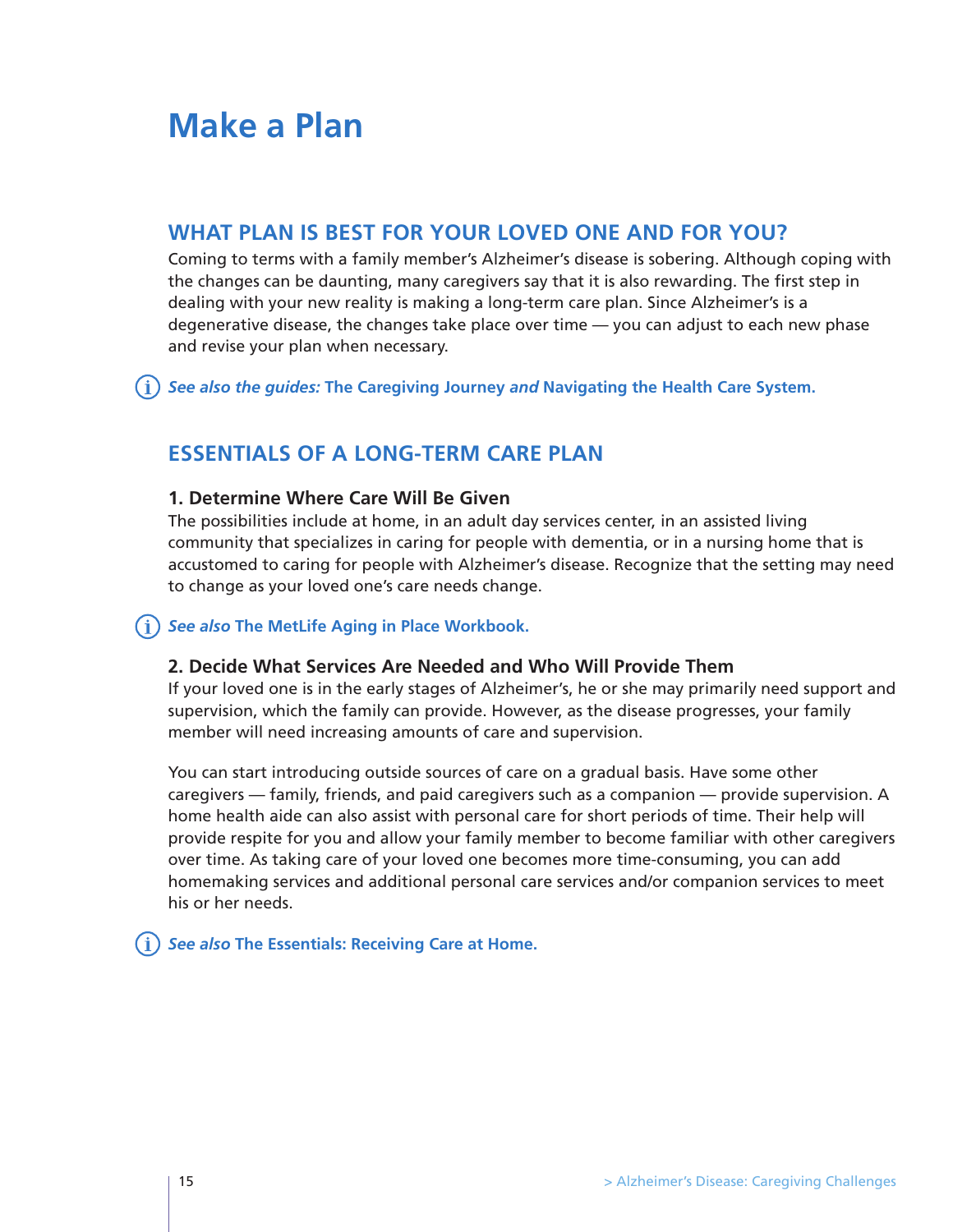# Make a Plan

## WHAT PLAN IS BEST FOR YOUR LOVED ONE AND FOR YOU?

Coming to terms with a family member's Alzheimer's disease is sobering. Although coping with the changes can be daunting, many caregivers say that it is also rewarding. The first step in dealing with your new reality is making a long-term care plan. Since Alzheimer's is a degenerative disease, the changes take place over time — you can adjust to each new phase and revise your plan when necessary.

ⓘ ***See also the guides:*** **The Caregiving Journey** ***and*** **Navigating the Health Care System.**

## ESSENTIALS OF A LONG-TERM CARE PLAN

### 1. Determine Where Care Will Be Given

The possibilities include at home, in an adult day services center, in an assisted living community that specializes in caring for people with dementia, or in a nursing home that is accustomed to caring for people with Alzheimer's disease. Recognize that the setting may need to change as your loved one's care needs change.

ⓘ ***See also*** **The MetLife Aging in Place Workbook.**

### 2. Decide What Services Are Needed and Who Will Provide Them

If your loved one is in the early stages of Alzheimer's, he or she may primarily need support and supervision, which the family can provide. However, as the disease progresses, your family member will need increasing amounts of care and supervision.

You can start introducing outside sources of care on a gradual basis. Have some other caregivers — family, friends, and paid caregivers such as a companion — provide supervision. A home health aide can also assist with personal care for short periods of time. Their help will provide respite for you and allow your family member to become familiar with other caregivers over time. As taking care of your loved one becomes more time-consuming, you can add homemaking services and additional personal care services and/or companion services to meet his or her needs.

ⓘ ***See also*** **The Essentials: Receiving Care at Home.**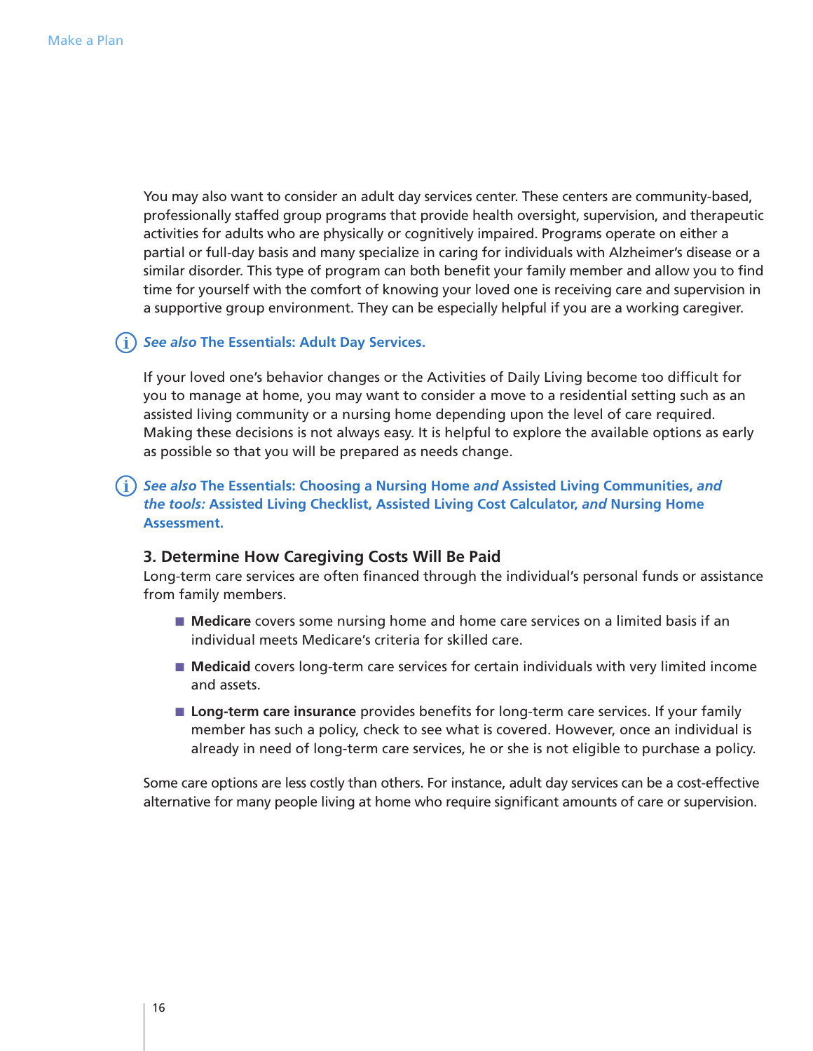You may also want to consider an adult day services center. These centers are community-based, professionally staffed group programs that provide health oversight, supervision, and therapeutic activities for adults who are physically or cognitively impaired. Programs operate on either a partial or full-day basis and many specialize in caring for individuals with Alzheimer's disease or a similar disorder. This type of program can both benefit your family member and allow you to find time for yourself with the comfort of knowing your loved one is receiving care and supervision in a supportive group environment. They can be especially helpful if you are a working caregiver.

***See also* The Essentials: Adult Day Services.**

If your loved one's behavior changes or the Activities of Daily Living become too difficult for you to manage at home, you may want to consider a move to a residential setting such as an assisted living community or a nursing home depending upon the level of care required. Making these decisions is not always easy. It is helpful to explore the available options as early as possible so that you will be prepared as needs change.

***See also* The Essentials: Choosing a Nursing Home *and* Assisted Living Communities, *and the tools:* Assisted Living Checklist, Assisted Living Cost Calculator, *and* Nursing Home Assessment.**

### 3. Determine How Caregiving Costs Will Be Paid

Long-term care services are often financed through the individual's personal funds or assistance from family members.

- **Medicare** covers some nursing home and home care services on a limited basis if an individual meets Medicare's criteria for skilled care.
- **Medicaid** covers long-term care services for certain individuals with very limited income and assets.
- **Long-term care insurance** provides benefits for long-term care services. If your family member has such a policy, check to see what is covered. However, once an individual is already in need of long-term care services, he or she is not eligible to purchase a policy.

Some care options are less costly than others. For instance, adult day services can be a cost-effective alternative for many people living at home who require significant amounts of care or supervision.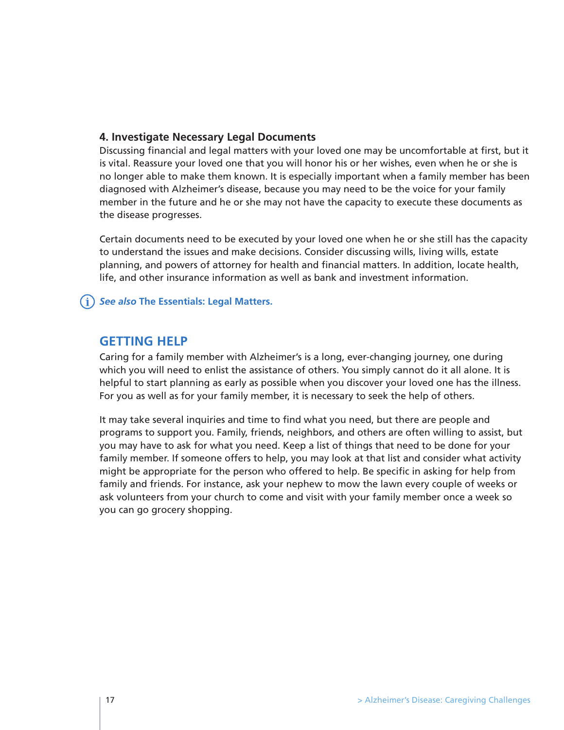### 4. Investigate Necessary Legal Documents

Discussing financial and legal matters with your loved one may be uncomfortable at first, but it is vital. Reassure your loved one that you will honor his or her wishes, even when he or she is no longer able to make them known. It is especially important when a family member has been diagnosed with Alzheimer's disease, because you may need to be the voice for your family member in the future and he or she may not have the capacity to execute these documents as the disease progresses.

Certain documents need to be executed by your loved one when he or she still has the capacity to understand the issues and make decisions. Consider discussing wills, living wills, estate planning, and powers of attorney for health and financial matters. In addition, locate health, life, and other insurance information as well as bank and investment information.

***See also*** **The Essentials: Legal Matters.**

## GETTING HELP

Caring for a family member with Alzheimer's is a long, ever-changing journey, one during which you will need to enlist the assistance of others. You simply cannot do it all alone. It is helpful to start planning as early as possible when you discover your loved one has the illness. For you as well as for your family member, it is necessary to seek the help of others.

It may take several inquiries and time to find what you need, but there are people and programs to support you. Family, friends, neighbors, and others are often willing to assist, but you may have to ask for what you need. Keep a list of things that need to be done for your family member. If someone offers to help, you may look at that list and consider what activity might be appropriate for the person who offered to help. Be specific in asking for help from family and friends. For instance, ask your nephew to mow the lawn every couple of weeks or ask volunteers from your church to come and visit with your family member once a week so you can go grocery shopping.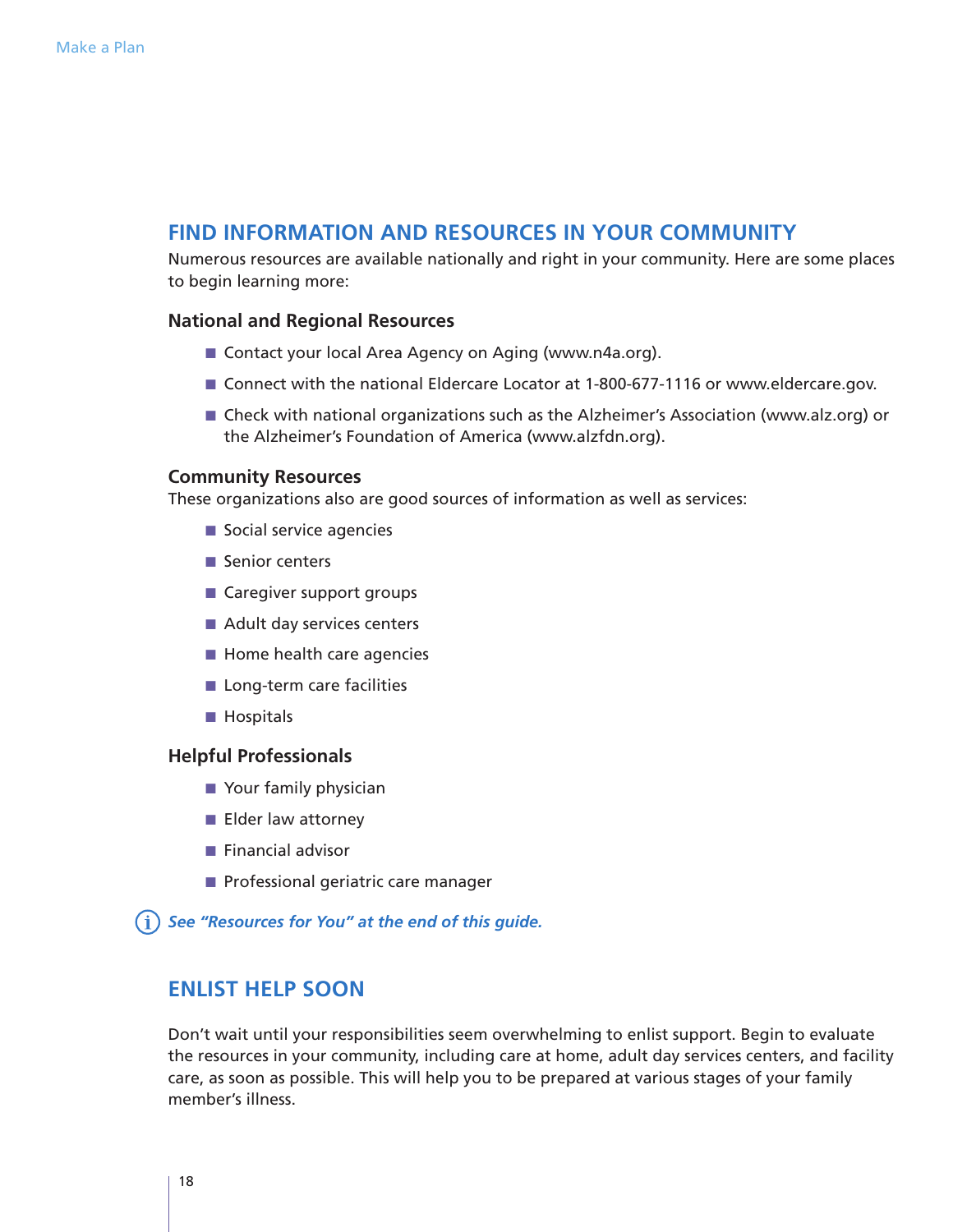## FIND INFORMATION AND RESOURCES IN YOUR COMMUNITY

Numerous resources are available nationally and right in your community. Here are some places to begin learning more:

### National and Regional Resources

- Contact your local Area Agency on Aging (www.n4a.org).
- Connect with the national Eldercare Locator at 1-800-677-1116 or www.eldercare.gov.
- Check with national organizations such as the Alzheimer's Association (www.alz.org) or the Alzheimer's Foundation of America (www.alzfdn.org).

### Community Resources

These organizations also are good sources of information as well as services:

- Social service agencies
- Senior centers
- Caregiver support groups
- Adult day services centers
- Home health care agencies
- Long-term care facilities
- Hospitals

### Helpful Professionals

- Your family physician
- Elder law attorney
- Financial advisor
- Professional geriatric care manager

*See "Resources for You" at the end of this guide.*

## ENLIST HELP SOON

Don't wait until your responsibilities seem overwhelming to enlist support. Begin to evaluate the resources in your community, including care at home, adult day services centers, and facility care, as soon as possible. This will help you to be prepared at various stages of your family member's illness.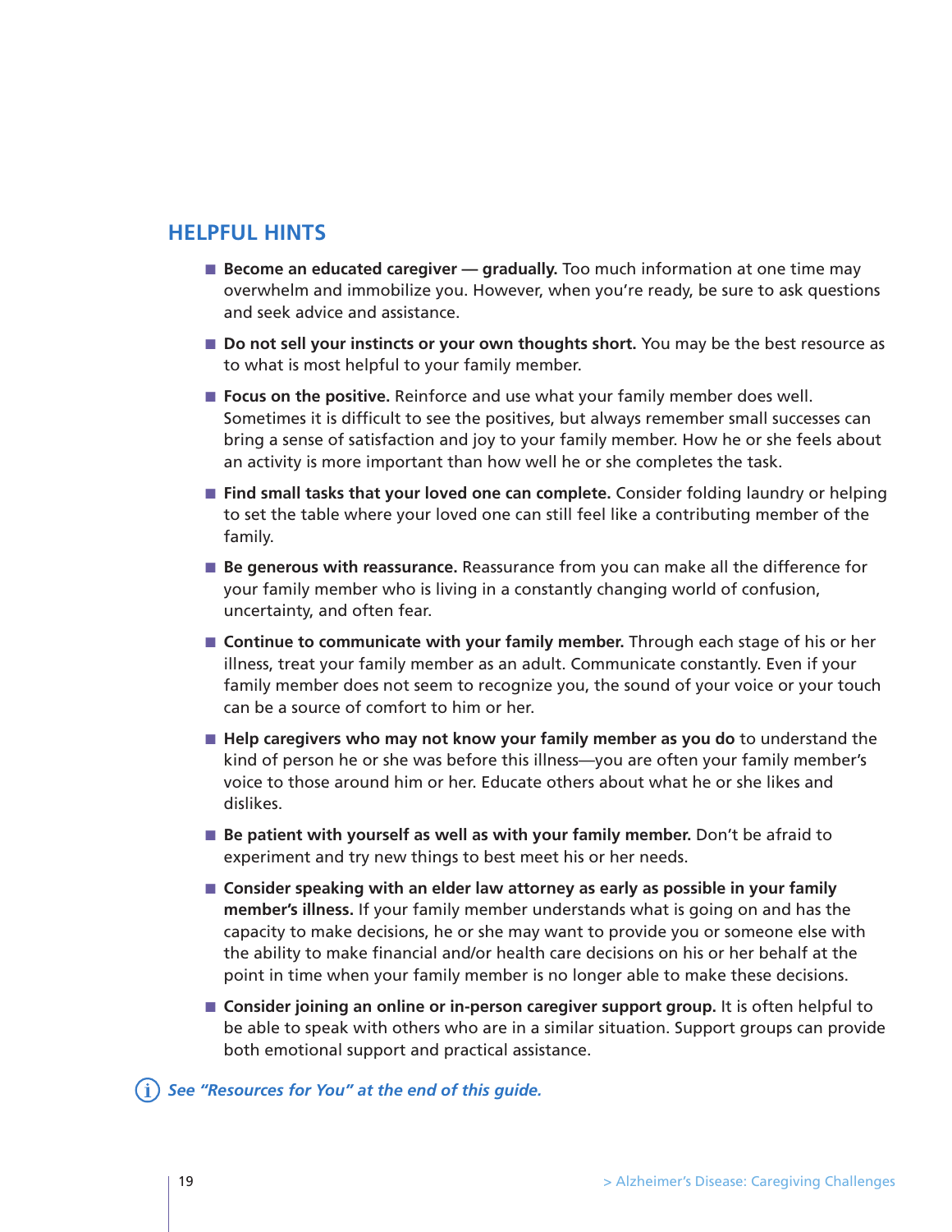## HELPFUL HINTS

- **Become an educated caregiver — gradually.** Too much information at one time may overwhelm and immobilize you. However, when you're ready, be sure to ask questions and seek advice and assistance.
- **Do not sell your instincts or your own thoughts short.** You may be the best resource as to what is most helpful to your family member.
- **Focus on the positive.** Reinforce and use what your family member does well. Sometimes it is difficult to see the positives, but always remember small successes can bring a sense of satisfaction and joy to your family member. How he or she feels about an activity is more important than how well he or she completes the task.
- **Find small tasks that your loved one can complete.** Consider folding laundry or helping to set the table where your loved one can still feel like a contributing member of the family.
- **Be generous with reassurance.** Reassurance from you can make all the difference for your family member who is living in a constantly changing world of confusion, uncertainty, and often fear.
- **Continue to communicate with your family member.** Through each stage of his or her illness, treat your family member as an adult. Communicate constantly. Even if your family member does not seem to recognize you, the sound of your voice or your touch can be a source of comfort to him or her.
- **Help caregivers who may not know your family member as you do** to understand the kind of person he or she was before this illness—you are often your family member's voice to those around him or her. Educate others about what he or she likes and dislikes.
- **Be patient with yourself as well as with your family member.** Don't be afraid to experiment and try new things to best meet his or her needs.
- **Consider speaking with an elder law attorney as early as possible in your family member's illness.** If your family member understands what is going on and has the capacity to make decisions, he or she may want to provide you or someone else with the ability to make financial and/or health care decisions on his or her behalf at the point in time when your family member is no longer able to make these decisions.
- **Consider joining an online or in-person caregiver support group.** It is often helpful to be able to speak with others who are in a similar situation. Support groups can provide both emotional support and practical assistance.

ⓘ ***See "Resources for You" at the end of this guide.***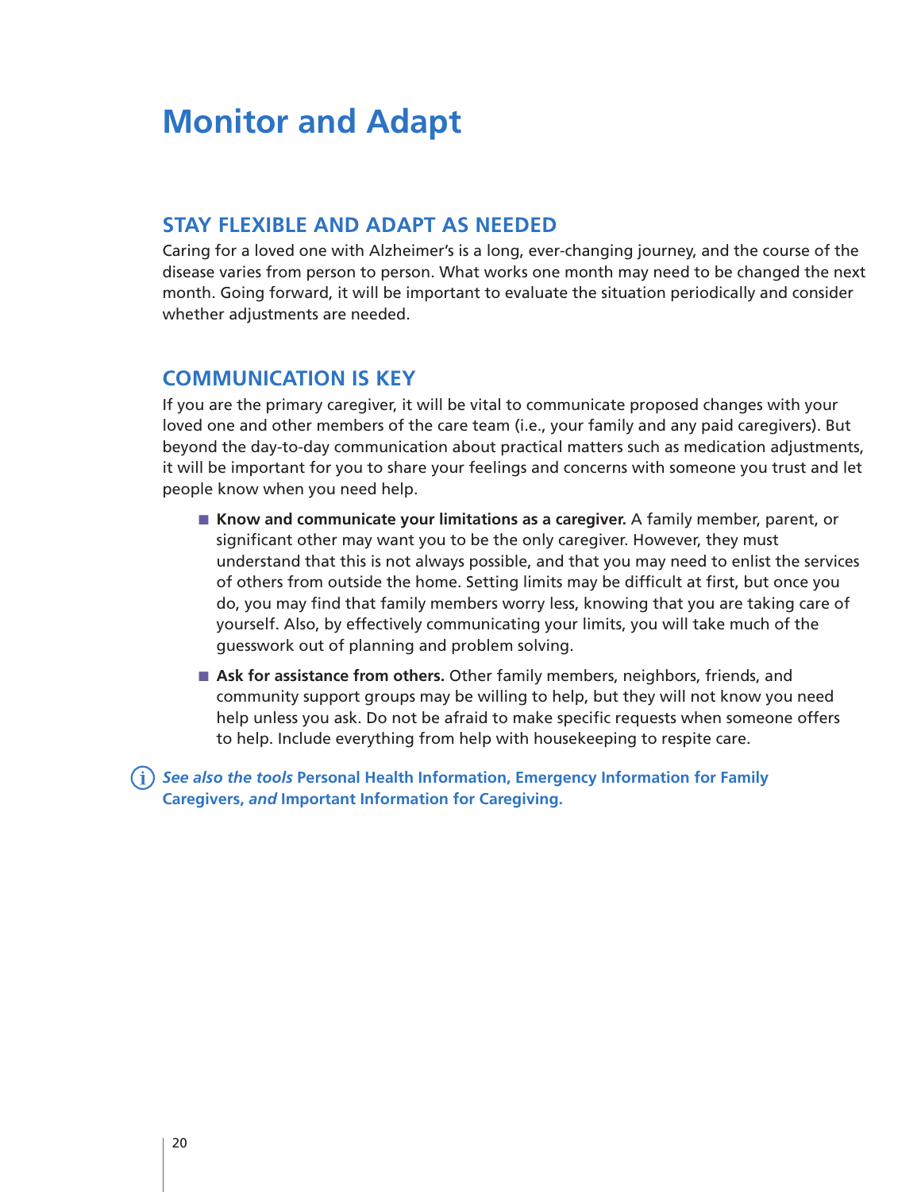# Monitor and Adapt

## STAY FLEXIBLE AND ADAPT AS NEEDED

Caring for a loved one with Alzheimer's is a long, ever-changing journey, and the course of the disease varies from person to person. What works one month may need to be changed the next month. Going forward, it will be important to evaluate the situation periodically and consider whether adjustments are needed.

## COMMUNICATION IS KEY

If you are the primary caregiver, it will be vital to communicate proposed changes with your loved one and other members of the care team (i.e., your family and any paid caregivers). But beyond the day-to-day communication about practical matters such as medication adjustments, it will be important for you to share your feelings and concerns with someone you trust and let people know when you need help.

- **Know and communicate your limitations as a caregiver.** A family member, parent, or significant other may want you to be the only caregiver. However, they must understand that this is not always possible, and that you may need to enlist the services of others from outside the home. Setting limits may be difficult at first, but once you do, you may find that family members worry less, knowing that you are taking care of yourself. Also, by effectively communicating your limits, you will take much of the guesswork out of planning and problem solving.
- **Ask for assistance from others.** Other family members, neighbors, friends, and community support groups may be willing to help, but they will not know you need help unless you ask. Do not be afraid to make specific requests when someone offers to help. Include everything from help with housekeeping to respite care.

*See also the tools* **Personal Health Information, Emergency Information for Family Caregivers,** *and* **Important Information for Caregiving.**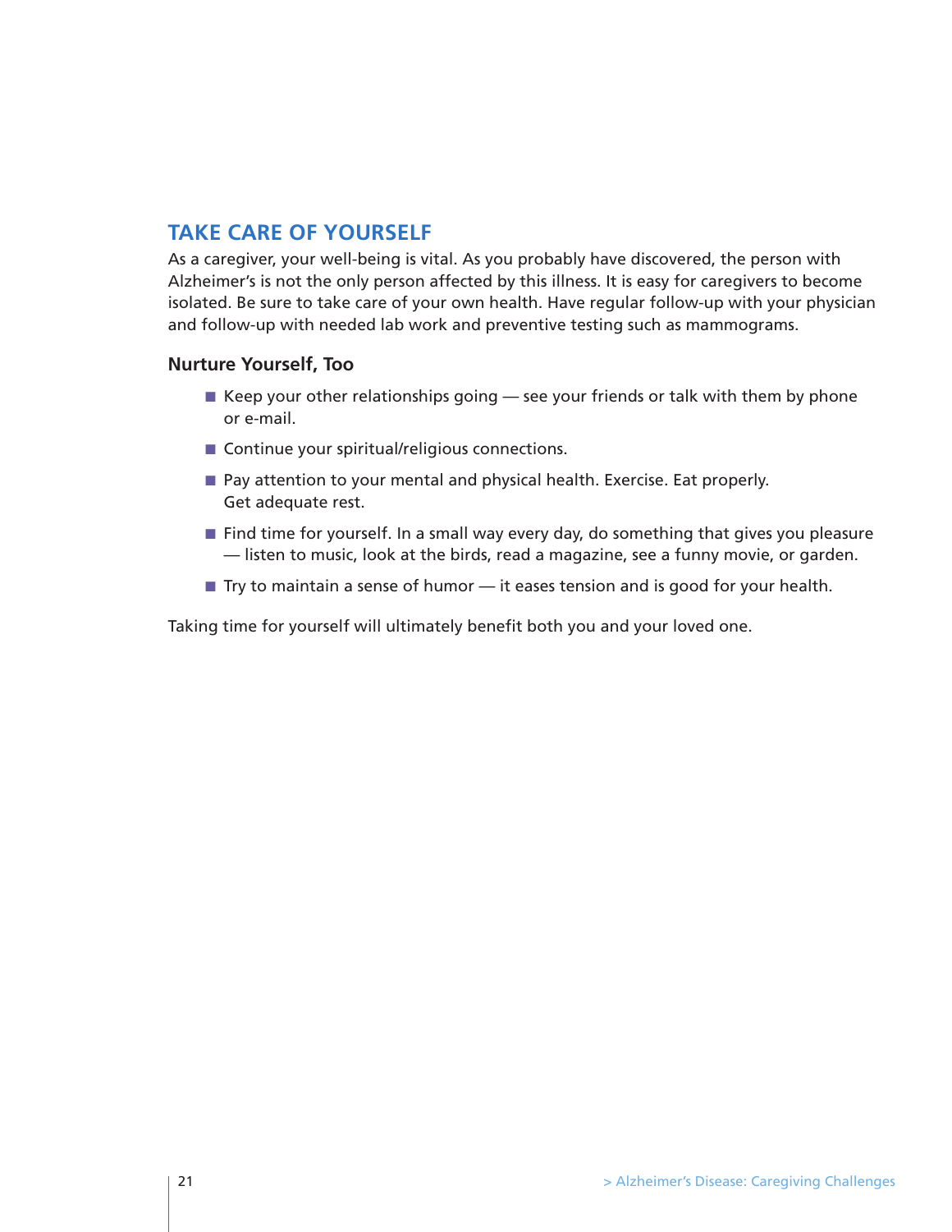## TAKE CARE OF YOURSELF

As a caregiver, your well-being is vital. As you probably have discovered, the person with Alzheimer's is not the only person affected by this illness. It is easy for caregivers to become isolated. Be sure to take care of your own health. Have regular follow-up with your physician and follow-up with needed lab work and preventive testing such as mammograms.

### Nurture Yourself, Too

- Keep your other relationships going — see your friends or talk with them by phone or e-mail.
- Continue your spiritual/religious connections.
- Pay attention to your mental and physical health. Exercise. Eat properly. Get adequate rest.
- Find time for yourself. In a small way every day, do something that gives you pleasure — listen to music, look at the birds, read a magazine, see a funny movie, or garden.
- Try to maintain a sense of humor — it eases tension and is good for your health.

Taking time for yourself will ultimately benefit both you and your loved one.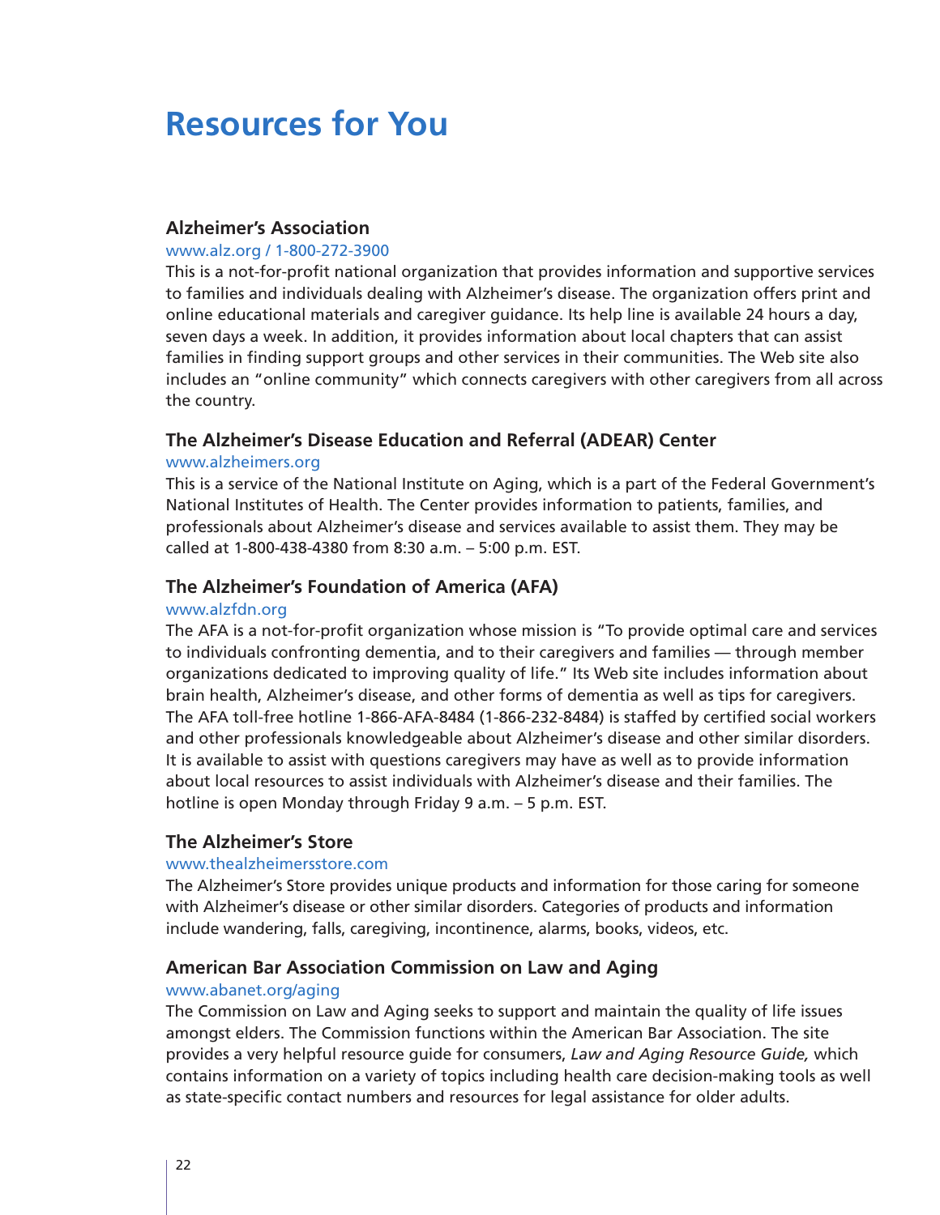# Resources for You

### Alzheimer's Association

www.alz.org / 1-800-272-3900

This is a not-for-profit national organization that provides information and supportive services to families and individuals dealing with Alzheimer's disease. The organization offers print and online educational materials and caregiver guidance. Its help line is available 24 hours a day, seven days a week. In addition, it provides information about local chapters that can assist families in finding support groups and other services in their communities. The Web site also includes an "online community" which connects caregivers with other caregivers from all across the country.

### The Alzheimer's Disease Education and Referral (ADEAR) Center

www.alzheimers.org

This is a service of the National Institute on Aging, which is a part of the Federal Government's National Institutes of Health. The Center provides information to patients, families, and professionals about Alzheimer's disease and services available to assist them. They may be called at 1-800-438-4380 from 8:30 a.m. – 5:00 p.m. EST.

### The Alzheimer's Foundation of America (AFA)

www.alzfdn.org

The AFA is a not-for-profit organization whose mission is "To provide optimal care and services to individuals confronting dementia, and to their caregivers and families — through member organizations dedicated to improving quality of life." Its Web site includes information about brain health, Alzheimer's disease, and other forms of dementia as well as tips for caregivers. The AFA toll-free hotline 1-866-AFA-8484 (1-866-232-8484) is staffed by certified social workers and other professionals knowledgeable about Alzheimer's disease and other similar disorders. It is available to assist with questions caregivers may have as well as to provide information about local resources to assist individuals with Alzheimer's disease and their families. The hotline is open Monday through Friday 9 a.m. – 5 p.m. EST.

### The Alzheimer's Store

www.thealzheimersstore.com

The Alzheimer's Store provides unique products and information for those caring for someone with Alzheimer's disease or other similar disorders. Categories of products and information include wandering, falls, caregiving, incontinence, alarms, books, videos, etc.

### American Bar Association Commission on Law and Aging

www.abanet.org/aging

The Commission on Law and Aging seeks to support and maintain the quality of life issues amongst elders. The Commission functions within the American Bar Association. The site provides a very helpful resource guide for consumers, *Law and Aging Resource Guide,* which contains information on a variety of topics including health care decision-making tools as well as state-specific contact numbers and resources for legal assistance for older adults.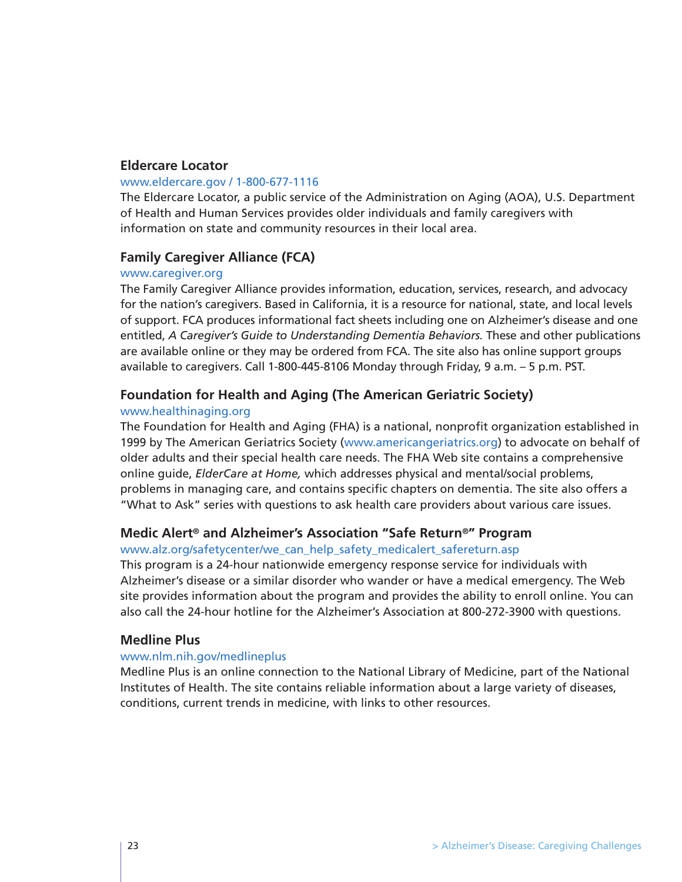### Eldercare Locator

www.eldercare.gov / 1-800-677-1116

The Eldercare Locator, a public service of the Administration on Aging (AOA), U.S. Department of Health and Human Services provides older individuals and family caregivers with information on state and community resources in their local area.

### Family Caregiver Alliance (FCA)

www.caregiver.org

The Family Caregiver Alliance provides information, education, services, research, and advocacy for the nation's caregivers. Based in California, it is a resource for national, state, and local levels of support. FCA produces informational fact sheets including one on Alzheimer's disease and one entitled, *A Caregiver's Guide to Understanding Dementia Behaviors.* These and other publications are available online or they may be ordered from FCA. The site also has online support groups available to caregivers. Call 1-800-445-8106 Monday through Friday, 9 a.m. – 5 p.m. PST.

### Foundation for Health and Aging (The American Geriatric Society)

www.healthinaging.org

The Foundation for Health and Aging (FHA) is a national, nonprofit organization established in 1999 by The American Geriatrics Society (www.americangeriatrics.org) to advocate on behalf of older adults and their special health care needs. The FHA Web site contains a comprehensive online guide, *ElderCare at Home,* which addresses physical and mental/social problems, problems in managing care, and contains specific chapters on dementia. The site also offers a "What to Ask" series with questions to ask health care providers about various care issues.

### Medic Alert® and Alzheimer's Association "Safe Return®" Program

www.alz.org/safetycenter/we_can_help_safety_medicalert_safereturn.asp

This program is a 24-hour nationwide emergency response service for individuals with Alzheimer's disease or a similar disorder who wander or have a medical emergency. The Web site provides information about the program and provides the ability to enroll online. You can also call the 24-hour hotline for the Alzheimer's Association at 800-272-3900 with questions.

### Medline Plus

www.nlm.nih.gov/medlineplus

Medline Plus is an online connection to the National Library of Medicine, part of the National Institutes of Health. The site contains reliable information about a large variety of diseases, conditions, current trends in medicine, with links to other resources.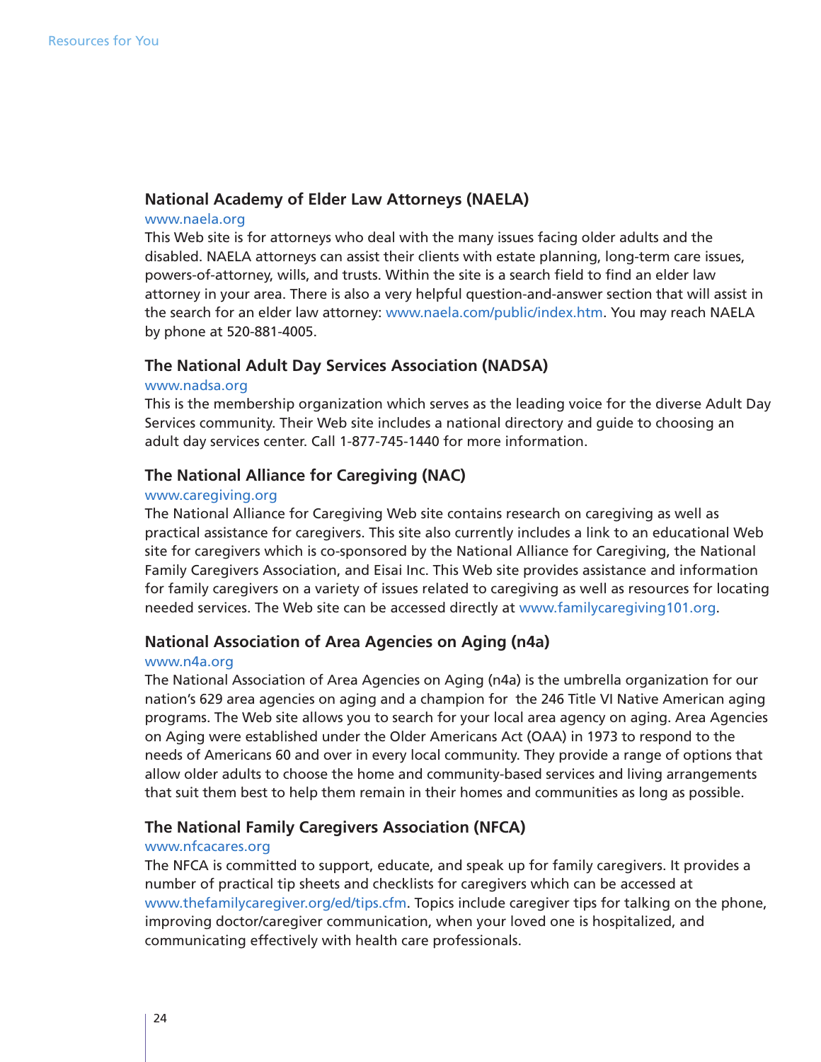### National Academy of Elder Law Attorneys (NAELA)

www.naela.org

This Web site is for attorneys who deal with the many issues facing older adults and the disabled. NAELA attorneys can assist their clients with estate planning, long-term care issues, powers-of-attorney, wills, and trusts. Within the site is a search field to find an elder law attorney in your area. There is also a very helpful question-and-answer section that will assist in the search for an elder law attorney: www.naela.com/public/index.htm. You may reach NAELA by phone at 520-881-4005.

### The National Adult Day Services Association (NADSA)

www.nadsa.org

This is the membership organization which serves as the leading voice for the diverse Adult Day Services community. Their Web site includes a national directory and guide to choosing an adult day services center. Call 1-877-745-1440 for more information.

### The National Alliance for Caregiving (NAC)

www.caregiving.org

The National Alliance for Caregiving Web site contains research on caregiving as well as practical assistance for caregivers. This site also currently includes a link to an educational Web site for caregivers which is co-sponsored by the National Alliance for Caregiving, the National Family Caregivers Association, and Eisai Inc. This Web site provides assistance and information for family caregivers on a variety of issues related to caregiving as well as resources for locating needed services. The Web site can be accessed directly at www.familycaregiving101.org.

### National Association of Area Agencies on Aging (n4a)

www.n4a.org

The National Association of Area Agencies on Aging (n4a) is the umbrella organization for our nation's 629 area agencies on aging and a champion for the 246 Title VI Native American aging programs. The Web site allows you to search for your local area agency on aging. Area Agencies on Aging were established under the Older Americans Act (OAA) in 1973 to respond to the needs of Americans 60 and over in every local community. They provide a range of options that allow older adults to choose the home and community-based services and living arrangements that suit them best to help them remain in their homes and communities as long as possible.

### The National Family Caregivers Association (NFCA)

www.nfcacares.org

The NFCA is committed to support, educate, and speak up for family caregivers. It provides a number of practical tip sheets and checklists for caregivers which can be accessed at www.thefamilycaregiver.org/ed/tips.cfm. Topics include caregiver tips for talking on the phone, improving doctor/caregiver communication, when your loved one is hospitalized, and communicating effectively with health care professionals.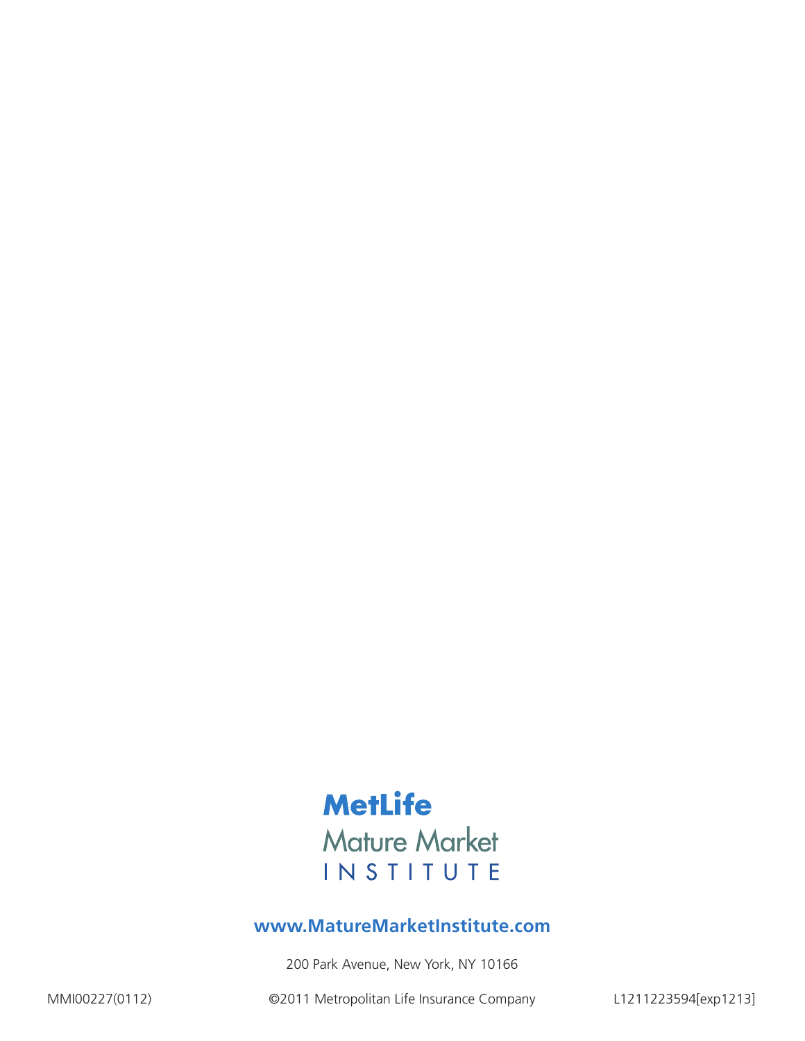**MetLife**
Mature Market
INSTITUTE

**www.MatureMarketInstitute.com**

200 Park Avenue, New York, NY 10166

MMI00227(0112) ©2011 Metropolitan Life Insurance Company L1211223594[exp1213]